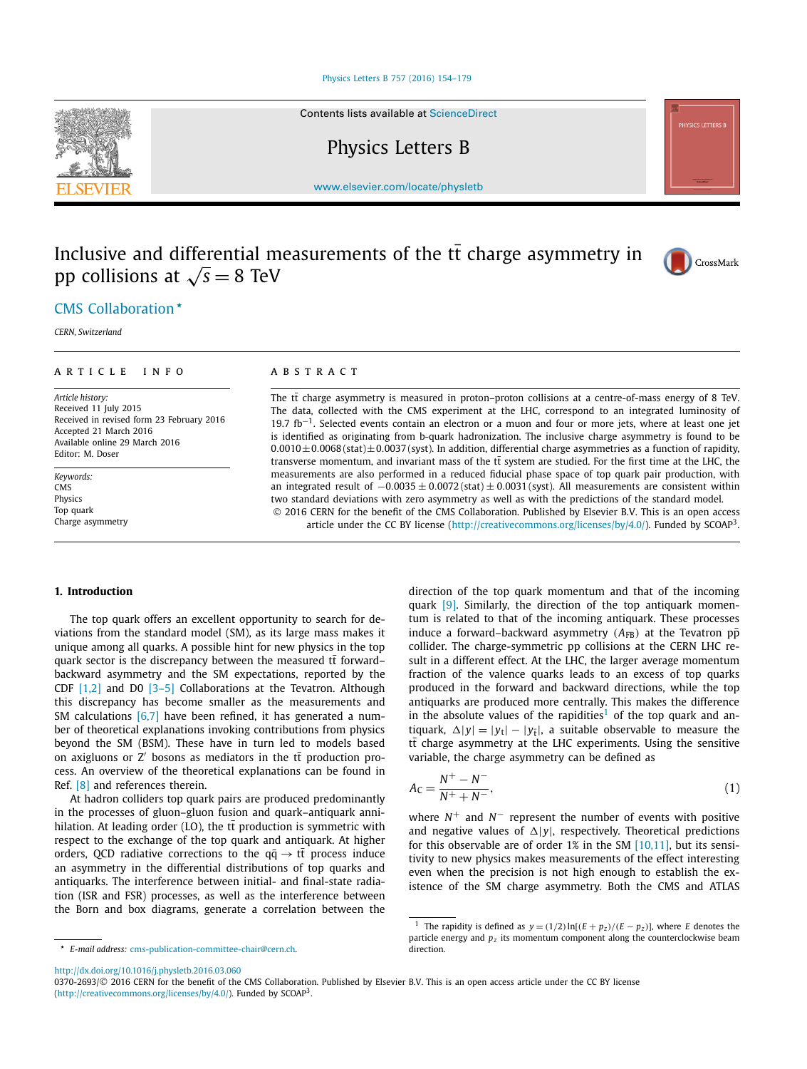# Inclusive and differential measurements of the $t\bar{t}$ charge asymmetry in pp collisions at $\sqrt{s} = 8$ TeV

CMS Collaboration *

*CERN, Switzerland*

## ARTICLE INFO

*Article history:*
Received 11 July 2015
Received in revised form 23 February 2016
Accepted 21 March 2016
Available online 29 March 2016
Editor: M. Doser

*Keywords:*
CMS
Physics
Top quark
Charge asymmetry

## ABSTRACT

The $t\bar{t}$ charge asymmetry is measured in proton–proton collisions at a centre-of-mass energy of 8 TeV. The data, collected with the CMS experiment at the LHC, correspond to an integrated luminosity of 19.7 $\text{fb}^{-1}$. Selected events contain an electron or a muon and four or more jets, where at least one jet is identified as originating from b-quark hadronization. The inclusive charge asymmetry is found to be $0.0010 \pm 0.0068\,(\text{stat}) \pm 0.0037\,(\text{syst})$. In addition, differential charge asymmetries as a function of rapidity, transverse momentum, and invariant mass of the $t\bar{t}$ system are studied. For the first time at the LHC, the measurements are also performed in a reduced fiducial phase space of top quark pair production, with an integrated result of $-0.0035 \pm 0.0072\,(\text{stat}) \pm 0.0031\,(\text{syst})$. All measurements are consistent within two standard deviations with zero asymmetry as well as with the predictions of the standard model.

© 2016 CERN for the benefit of the CMS Collaboration. Published by Elsevier B.V. This is an open access article under the CC BY license (http://creativecommons.org/licenses/by/4.0/). Funded by SCOAP[3].

## 1. Introduction

The top quark offers an excellent opportunity to search for deviations from the standard model (SM), as its large mass makes it unique among all quarks. A possible hint for new physics in the top quark sector is the discrepancy between the measured $t\bar{t}$ forward–backward asymmetry and the SM expectations, reported by the CDF [1,2] and D0 [3–5] Collaborations at the Tevatron. Although this discrepancy has become smaller as the measurements and SM calculations [6,7] have been refined, it has generated a number of theoretical explanations invoking contributions from physics beyond the SM (BSM). These have in turn led to models based on axigluons or Z′ bosons as mediators in the $t\bar{t}$ production process. An overview of the theoretical explanations can be found in Ref. [8] and references therein.

At hadron colliders top quark pairs are produced predominantly in the processes of gluon–gluon fusion and quark–antiquark annihilation. At leading order (LO), the $t\bar{t}$ production is symmetric with respect to the exchange of the top quark and antiquark. At higher orders, QCD radiative corrections to the $q\bar{q} \to t\bar{t}$ process induce an asymmetry in the differential distributions of top quarks and antiquarks. The interference between initial- and final-state radiation (ISR and FSR) processes, as well as the interference between the Born and box diagrams, generate a correlation between the direction of the top quark momentum and that of the incoming quark [9]. Similarly, the direction of the top antiquark momentum is related to that of the incoming antiquark. These processes induce a forward–backward asymmetry ($A_{\text{FB}}$) at the Tevatron $p\bar{p}$ collider. The charge-symmetric pp collisions at the CERN LHC result in a different effect. At the LHC, the larger average momentum fraction of the valence quarks leads to an excess of top quarks produced in the forward and backward directions, while the top antiquarks are produced more centrally. This makes the difference in the absolute values of the rapidities[1] of the top quark and antiquark, $\Delta|y| = |y_t| - |y_{\bar{t}}|$, a suitable observable to measure the $t\bar{t}$ charge asymmetry at the LHC experiments. Using the sensitive variable, the charge asymmetry can be defined as

$$A_C = \frac{N^+ - N^-}{N^+ + N^-}, \tag{1}$$

where $N^+$ and $N^-$ represent the number of events with positive and negative values of $\Delta|y|$, respectively. Theoretical predictions for this observable are of order 1% in the SM [10,11], but its sensitivity to new physics makes measurements of the effect interesting even when the precision is not high enough to establish the existence of the SM charge asymmetry. Both the CMS and ATLAS

[1] The rapidity is defined as $y = (1/2)\ln[(E + p_z)/(E - p_z)]$, where $E$ denotes the particle energy and $p_z$ its momentum component along the counterclockwise beam direction.

* E-mail address: cms-publication-committee-chair@cern.ch.

http://dx.doi.org/10.1016/j.physletb.2016.03.060
0370-2693/© 2016 CERN for the benefit of the CMS Collaboration. Published by Elsevier B.V. This is an open access article under the CC BY license (http://creativecommons.org/licenses/by/4.0/). Funded by SCOAP[3].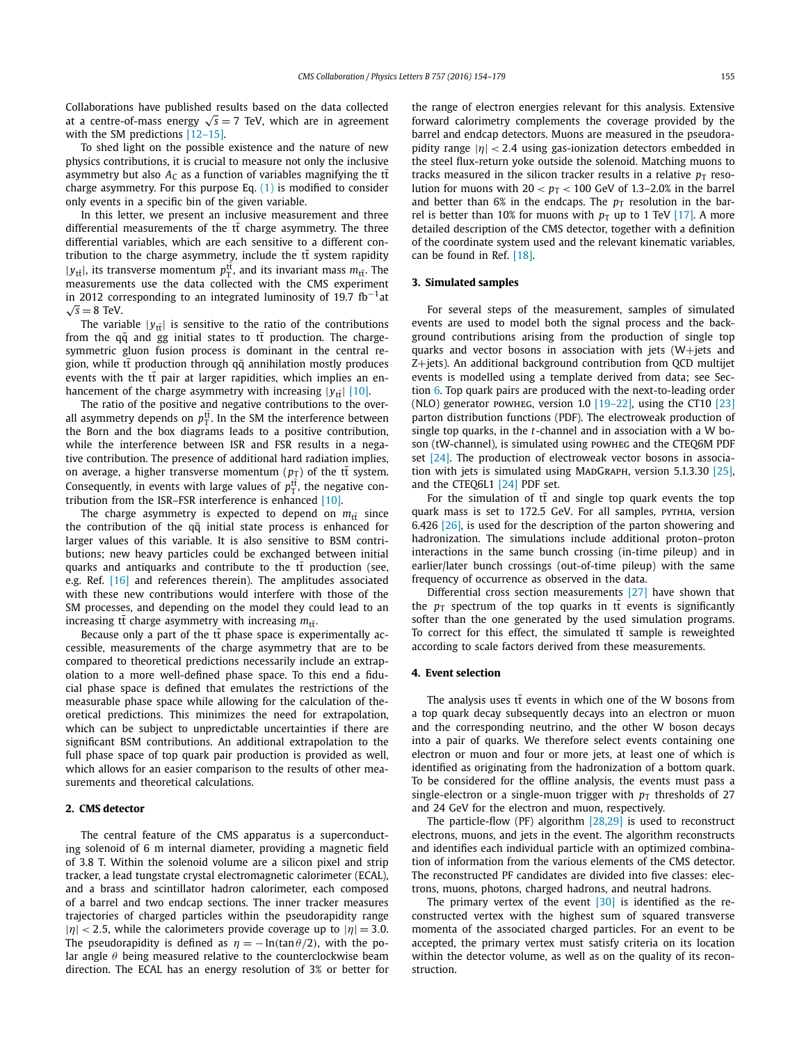Collaborations have published results based on the data collected at a centre-of-mass energy $\sqrt{s} = 7$ TeV, which are in agreement with the SM predictions [12–15].

To shed light on the possible existence and the nature of new physics contributions, it is crucial to measure not only the inclusive asymmetry but also $A_C$ as a function of variables magnifying the $t\bar{t}$ charge asymmetry. For this purpose Eq. (1) is modified to consider only events in a specific bin of the given variable.

In this letter, we present an inclusive measurement and three differential measurements of the $t\bar{t}$ charge asymmetry. The three differential variables, which are each sensitive to a different contribution to the charge asymmetry, include the $t\bar{t}$ system rapidity $|y_{t\bar{t}}|$, its transverse momentum $p_T^{t\bar{t}}$, and its invariant mass $m_{t\bar{t}}$. The measurements use the data collected with the CMS experiment in 2012 corresponding to an integrated luminosity of 19.7 fb$^{-1}$at $\sqrt{s} = 8$ TeV.

The variable $|y_{t\bar{t}}|$ is sensitive to the ratio of the contributions from the $q\bar{q}$ and gg initial states to $t\bar{t}$ production. The charge-symmetric gluon fusion process is dominant in the central region, while $t\bar{t}$ production through $q\bar{q}$ annihilation mostly produces events with the $t\bar{t}$ pair at larger rapidities, which implies an enhancement of the charge asymmetry with increasing $|y_{t\bar{t}}|$ [10].

The ratio of the positive and negative contributions to the overall asymmetry depends on $p_T^{t\bar{t}}$. In the SM the interference between the Born and the box diagrams leads to a positive contribution, while the interference between ISR and FSR results in a negative contribution. The presence of additional hard radiation implies, on average, a higher transverse momentum ($p_T$) of the $t\bar{t}$ system. Consequently, in events with large values of $p_T^{t\bar{t}}$, the negative contribution from the ISR–FSR interference is enhanced [10].

The charge asymmetry is expected to depend on $m_{t\bar{t}}$ since the contribution of the $q\bar{q}$ initial state process is enhanced for larger values of this variable. It is also sensitive to BSM contributions; new heavy particles could be exchanged between initial quarks and antiquarks and contribute to the $t\bar{t}$ production (see, e.g. Ref. [16] and references therein). The amplitudes associated with these new contributions would interfere with those of the SM processes, and depending on the model they could lead to an increasing $t\bar{t}$ charge asymmetry with increasing $m_{t\bar{t}}$.

Because only a part of the $t\bar{t}$ phase space is experimentally accessible, measurements of the charge asymmetry that are to be compared to theoretical predictions necessarily include an extrapolation to a more well-defined phase space. To this end a fiducial phase space is defined that emulates the restrictions of the measurable phase space while allowing for the calculation of theoretical predictions. This minimizes the need for extrapolation, which can be subject to unpredictable uncertainties if there are significant BSM contributions. An additional extrapolation to the full phase space of top quark pair production is provided as well, which allows for an easier comparison to the results of other measurements and theoretical calculations.

## 2. CMS detector

The central feature of the CMS apparatus is a superconducting solenoid of 6 m internal diameter, providing a magnetic field of 3.8 T. Within the solenoid volume are a silicon pixel and strip tracker, a lead tungstate crystal electromagnetic calorimeter (ECAL), and a brass and scintillator hadron calorimeter, each composed of a barrel and two endcap sections. The inner tracker measures trajectories of charged particles within the pseudorapidity range $|\eta| < 2.5$, while the calorimeters provide coverage up to $|\eta| = 3.0$. The pseudorapidity is defined as $\eta = -\ln(\tan\theta/2)$, with the polar angle $\theta$ being measured relative to the counterclockwise beam direction. The ECAL has an energy resolution of 3% or better for the range of electron energies relevant for this analysis. Extensive forward calorimetry complements the coverage provided by the barrel and endcap detectors. Muons are measured in the pseudorapidity range $|\eta| < 2.4$ using gas-ionization detectors embedded in the steel flux-return yoke outside the solenoid. Matching muons to tracks measured in the silicon tracker results in a relative $p_T$ resolution for muons with $20 < p_T < 100$ GeV of 1.3–2.0% in the barrel and better than 6% in the endcaps. The $p_T$ resolution in the barrel is better than 10% for muons with $p_T$ up to 1 TeV [17]. A more detailed description of the CMS detector, together with a definition of the coordinate system used and the relevant kinematic variables, can be found in Ref. [18].

## 3. Simulated samples

For several steps of the measurement, samples of simulated events are used to model both the signal process and the background contributions arising from the production of single top quarks and vector bosons in association with jets (W+jets and Z+jets). An additional background contribution from QCD multijet events is modelled using a template derived from data; see Section 6. Top quark pairs are produced with the next-to-leading order (NLO) generator POWHEG, version 1.0 [19–22], using the CT10 [23] parton distribution functions (PDF). The electroweak production of single top quarks, in the $t$-channel and in association with a W boson (tW-channel), is simulated using POWHEG and the CTEQ6M PDF set [24]. The production of electroweak vector bosons in association with jets is simulated using MadGraph, version 5.1.3.30 [25], and the CTEQ6L1 [24] PDF set.

For the simulation of $t\bar{t}$ and single top quark events the top quark mass is set to 172.5 GeV. For all samples, PYTHIA, version 6.426 [26], is used for the description of the parton showering and hadronization. The simulations include additional proton–proton interactions in the same bunch crossing (in-time pileup) and in earlier/later bunch crossings (out-of-time pileup) with the same frequency of occurrence as observed in the data.

Differential cross section measurements [27] have shown that the $p_T$ spectrum of the top quarks in $t\bar{t}$ events is significantly softer than the one generated by the used simulation programs. To correct for this effect, the simulated $t\bar{t}$ sample is reweighted according to scale factors derived from these measurements.

## 4. Event selection

The analysis uses $t\bar{t}$ events in which one of the W bosons from a top quark decay subsequently decays into an electron or muon and the corresponding neutrino, and the other W boson decays into a pair of quarks. We therefore select events containing one electron or muon and four or more jets, at least one of which is identified as originating from the hadronization of a bottom quark. To be considered for the offline analysis, the events must pass a single-electron or a single-muon trigger with $p_T$ thresholds of 27 and 24 GeV for the electron and muon, respectively.

The particle-flow (PF) algorithm [28,29] is used to reconstruct electrons, muons, and jets in the event. The algorithm reconstructs and identifies each individual particle with an optimized combination of information from the various elements of the CMS detector. The reconstructed PF candidates are divided into five classes: electrons, muons, photons, charged hadrons, and neutral hadrons.

The primary vertex of the event [30] is identified as the reconstructed vertex with the highest sum of squared transverse momenta of the associated charged particles. For an event to be accepted, the primary vertex must satisfy criteria on its location within the detector volume, as well as on the quality of its reconstruction.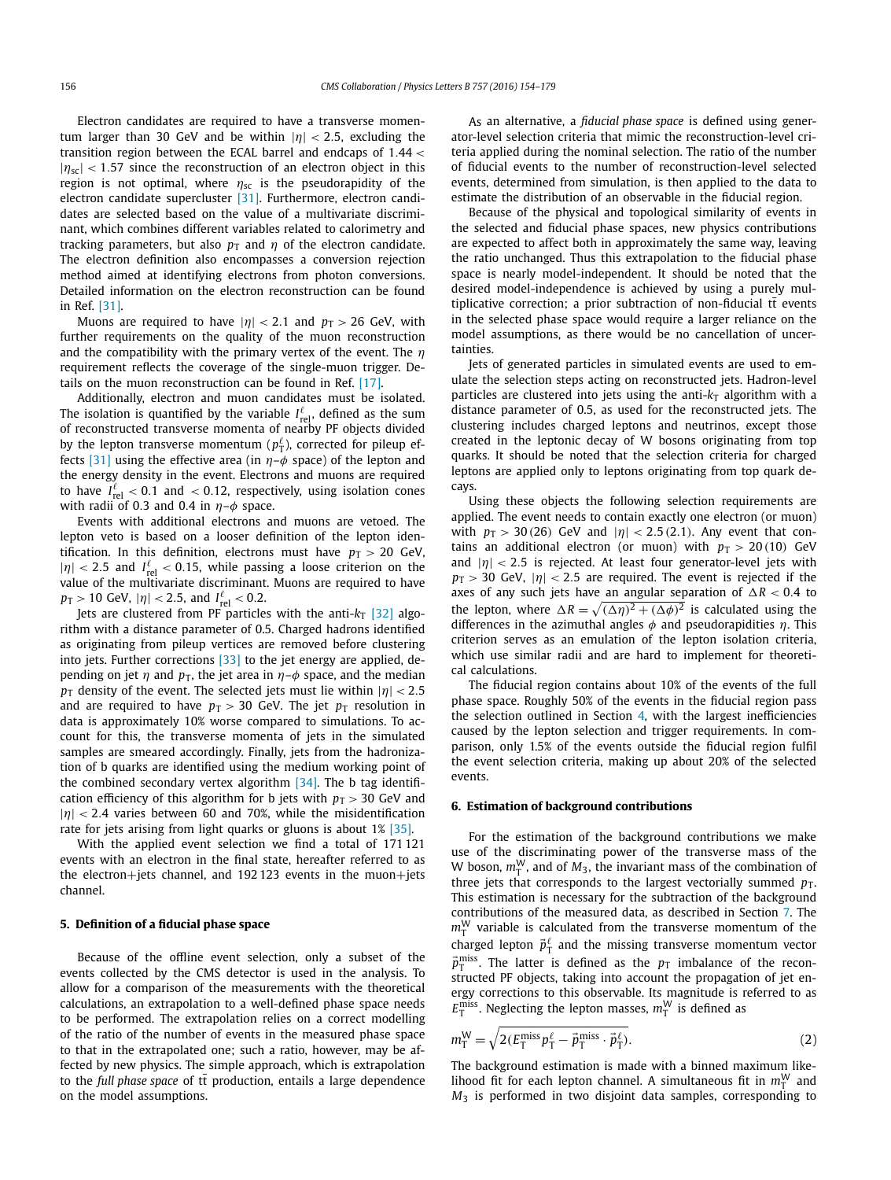Electron candidates are required to have a transverse momentum larger than 30 GeV and be within $|\eta| < 2.5$, excluding the transition region between the ECAL barrel and endcaps of $1.44 < |\eta_{sc}| < 1.57$ since the reconstruction of an electron object in this region is not optimal, where $\eta_{sc}$ is the pseudorapidity of the electron candidate supercluster [31]. Furthermore, electron candidates are selected based on the value of a multivariate discriminant, which combines different variables related to calorimetry and tracking parameters, but also $p_T$ and $\eta$ of the electron candidate. The electron definition also encompasses a conversion rejection method aimed at identifying electrons from photon conversions. Detailed information on the electron reconstruction can be found in Ref. [31].

Muons are required to have $|\eta| < 2.1$ and $p_T > 26$ GeV, with further requirements on the quality of the muon reconstruction and the compatibility with the primary vertex of the event. The $\eta$ requirement reflects the coverage of the single-muon trigger. Details on the muon reconstruction can be found in Ref. [17].

Additionally, electron and muon candidates must be isolated. The isolation is quantified by the variable $I^{\ell}_{rel}$, defined as the sum of reconstructed transverse momenta of nearby PF objects divided by the lepton transverse momentum ($p^{\ell}_T$), corrected for pileup effects [31] using the effective area (in $\eta$–$\phi$ space) of the lepton and the energy density in the event. Electrons and muons are required to have $I^{\ell}_{rel} < 0.1$ and $< 0.12$, respectively, using isolation cones with radii of 0.3 and 0.4 in $\eta$–$\phi$ space.

Events with additional electrons and muons are vetoed. The lepton veto is based on a looser definition of the lepton identification. In this definition, electrons must have $p_T > 20$ GeV, $|\eta| < 2.5$ and $I^{\ell}_{rel} < 0.15$, while passing a loose criterion on the value of the multivariate discriminant. Muons are required to have $p_T > 10$ GeV, $|\eta| < 2.5$, and $I^{\ell}_{rel} < 0.2$.

Jets are clustered from PF particles with the anti-$k_T$ [32] algorithm with a distance parameter of 0.5. Charged hadrons identified as originating from pileup vertices are removed before clustering into jets. Further corrections [33] to the jet energy are applied, depending on jet $\eta$ and $p_T$, the jet area in $\eta$–$\phi$ space, and the median $p_T$ density of the event. The selected jets must lie within $|\eta| < 2.5$ and are required to have $p_T > 30$ GeV. The jet $p_T$ resolution in data is approximately 10% worse compared to simulations. To account for this, the transverse momenta of jets in the simulated samples are smeared accordingly. Finally, jets from the hadronization of b quarks are identified using the medium working point of the combined secondary vertex algorithm [34]. The b tag identification efficiency of this algorithm for b jets with $p_T > 30$ GeV and $|\eta| < 2.4$ varies between 60 and 70%, while the misidentification rate for jets arising from light quarks or gluons is about 1% [35].

With the applied event selection we find a total of 171 121 events with an electron in the final state, hereafter referred to as the electron+jets channel, and 192 123 events in the muon+jets channel.

## 5. Definition of a fiducial phase space

Because of the offline event selection, only a subset of the events collected by the CMS detector is used in the analysis. To allow for a comparison of the measurements with the theoretical calculations, an extrapolation to a well-defined phase space needs to be performed. The extrapolation relies on a correct modelling of the ratio of the number of events in the measured phase space to that in the extrapolated one; such a ratio, however, may be affected by new physics. The simple approach, which is extrapolation to the *full phase space* of $t\bar{t}$ production, entails a large dependence on the model assumptions.

As an alternative, a *fiducial phase space* is defined using generator-level selection criteria that mimic the reconstruction-level criteria applied during the nominal selection. The ratio of the number of fiducial events to the number of reconstruction-level selected events, determined from simulation, is then applied to the data to estimate the distribution of an observable in the fiducial region.

Because of the physical and topological similarity of events in the selected and fiducial phase spaces, new physics contributions are expected to affect both in approximately the same way, leaving the ratio unchanged. Thus this extrapolation to the fiducial phase space is nearly model-independent. It should be noted that the desired model-independence is achieved by using a purely multiplicative correction; a prior subtraction of non-fiducial $t\bar{t}$ events in the selected phase space would require a larger reliance on the model assumptions, as there would be no cancellation of uncertainties.

Jets of generated particles in simulated events are used to emulate the selection steps acting on reconstructed jets. Hadron-level particles are clustered into jets using the anti-$k_T$ algorithm with a distance parameter of 0.5, as used for the reconstructed jets. The clustering includes charged leptons and neutrinos, except those created in the leptonic decay of W bosons originating from top quarks. It should be noted that the selection criteria for charged leptons are applied only to leptons originating from top quark decays.

Using these objects the following selection requirements are applied. The event needs to contain exactly one electron (or muon) with $p_T > 30\,(26)$ GeV and $|\eta| < 2.5\,(2.1)$. Any event that contains an additional electron (or muon) with $p_T > 20\,(10)$ GeV and $|\eta| < 2.5$ is rejected. At least four generator-level jets with $p_T > 30$ GeV, $|\eta| < 2.5$ are required. The event is rejected if the axes of any such jets have an angular separation of $\Delta R < 0.4$ to the lepton, where $\Delta R = \sqrt{(\Delta\eta)^2 + (\Delta\phi)^2}$ is calculated using the differences in the azimuthal angles $\phi$ and pseudorapidities $\eta$. This criterion serves as an emulation of the lepton isolation criteria, which use similar radii and are hard to implement for theoretical calculations.

The fiducial region contains about 10% of the events of the full phase space. Roughly 50% of the events in the fiducial region pass the selection outlined in Section 4, with the largest inefficiencies caused by the lepton selection and trigger requirements. In comparison, only 1.5% of the events outside the fiducial region fulfil the event selection criteria, making up about 20% of the selected events.

## 6. Estimation of background contributions

For the estimation of the background contributions we make use of the discriminating power of the transverse mass of the W boson, $m^{W}_{T}$, and of $M_3$, the invariant mass of the combination of three jets that corresponds to the largest vectorially summed $p_T$. This estimation is necessary for the subtraction of the background contributions of the measured data, as described in Section 7. The $m^{W}_{T}$ variable is calculated from the transverse momentum of the charged lepton $\vec{p}^{\,\ell}_{T}$ and the missing transverse momentum vector $\vec{p}^{\,miss}_{T}$. The latter is defined as the $p_T$ imbalance of the reconstructed PF objects, taking into account the propagation of jet energy corrections to this observable. Its magnitude is referred to as $E^{miss}_{T}$. Neglecting the lepton masses, $m^{W}_{T}$ is defined as

$$m^{W}_{T} = \sqrt{2(E^{miss}_{T} p^{\ell}_{T} - \vec{p}^{\,miss}_{T} \cdot \vec{p}^{\,\ell}_{T})}. \tag{2}$$

The background estimation is made with a binned maximum likelihood fit for each lepton channel. A simultaneous fit in $m^{W}_{T}$ and $M_3$ is performed in two disjoint data samples, corresponding to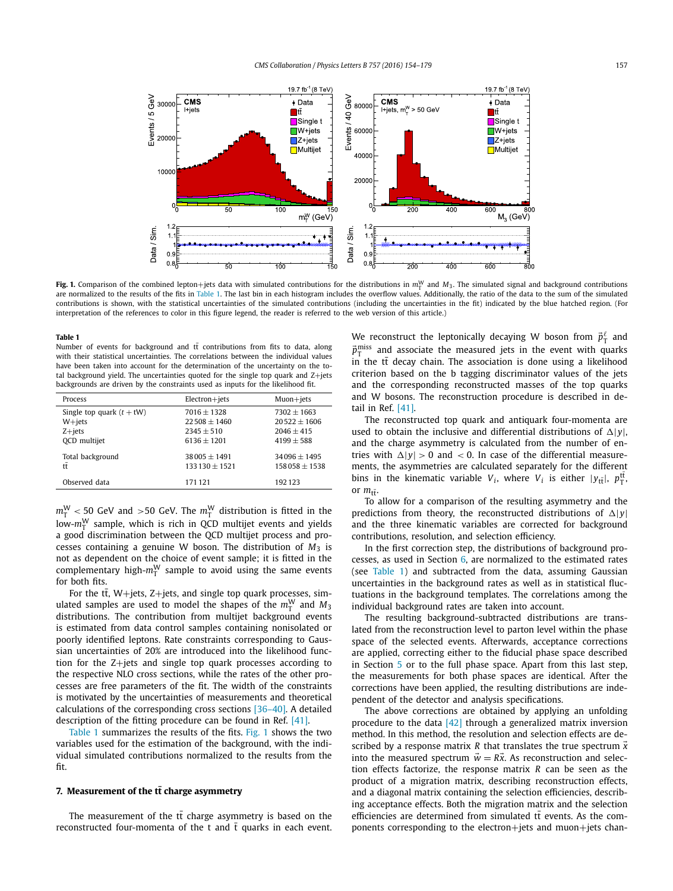**Fig. 1.** Comparison of the combined lepton+jets data with simulated contributions for the distributions in $m_T^W$ and $M_3$. The simulated signal and background contributions are normalized to the results of the fits in Table 1. The last bin in each histogram includes the overflow values. Additionally, the ratio of the data to the sum of the simulated contributions is shown, with the statistical uncertainties of the simulated contributions (including the uncertainties in the fit) indicated by the blue hatched region. (For interpretation of the references to color in this figure legend, the reader is referred to the web version of this article.)

**Table 1**
Number of events for background and $t\bar{t}$ contributions from fits to data, along with their statistical uncertainties. The correlations between the individual values have been taken into account for the determination of the uncertainty on the total background yield. The uncertainties quoted for the single top quark and Z+jets backgrounds are driven by the constraints used as inputs for the likelihood fit.

| Process | Electron+jets | Muon+jets |
|---|---|---|
| Single top quark ($t + tW$) | $7016 \pm 1328$ | $7302 \pm 1663$ |
| W+jets | $22\,508 \pm 1460$ | $20\,522 \pm 1606$ |
| Z+jets | $2345 \pm 510$ | $2046 \pm 415$ |
| QCD multijet | $6136 \pm 1201$ | $4199 \pm 588$ |
| Total background | $38\,005 \pm 1491$ | $34\,096 \pm 1495$ |
| $t\bar{t}$ | $133\,130 \pm 1521$ | $158\,058 \pm 1538$ |
| Observed data | 171 121 | 192 123 |

$m_T^W < 50$ GeV and $>50$ GeV. The $m_T^W$ distribution is fitted in the low-$m_T^W$ sample, which is rich in QCD multijet events and yields a good discrimination between the QCD multijet process and processes containing a genuine W boson. The distribution of $M_3$ is not as dependent on the choice of event sample; it is fitted in the complementary high-$m_T^W$ sample to avoid using the same events for both fits.

For the $t\bar{t}$, W+jets, Z+jets, and single top quark processes, simulated samples are used to model the shapes of the $m_T^W$ and $M_3$ distributions. The contribution from multijet background events is estimated from data control samples containing nonisolated or poorly identified leptons. Rate constraints corresponding to Gaussian uncertainties of 20% are introduced into the likelihood function for the Z+jets and single top quark processes according to the respective NLO cross sections, while the rates of the other processes are free parameters of the fit. The width of the constraints is motivated by the uncertainties of measurements and theoretical calculations of the corresponding cross sections [36–40]. A detailed description of the fitting procedure can be found in Ref. [41].

Table 1 summarizes the results of the fits. Fig. 1 shows the two variables used for the estimation of the background, with the individual simulated contributions normalized to the results from the fit.

## 7. Measurement of the $t\bar{t}$ charge asymmetry

The measurement of the $t\bar{t}$ charge asymmetry is based on the reconstructed four-momenta of the t and $\bar{t}$ quarks in each event. We reconstruct the leptonically decaying W boson from $\vec{p}_T^{\,\ell}$ and $\vec{p}_T^{\,\text{miss}}$ and associate the measured jets in the event with quarks in the $t\bar{t}$ decay chain. The association is done using a likelihood criterion based on the b tagging discriminator values of the jets and the corresponding reconstructed masses of the top quarks and W bosons. The reconstruction procedure is described in detail in Ref. [41].

The reconstructed top quark and antiquark four-momenta are used to obtain the inclusive and differential distributions of $\Delta|y|$, and the charge asymmetry is calculated from the number of entries with $\Delta|y| > 0$ and $< 0$. In case of the differential measurements, the asymmetries are calculated separately for the different bins in the kinematic variable $V_i$, where $V_i$ is either $|y_{t\bar{t}}|$, $p_T^{t\bar{t}}$, or $m_{t\bar{t}}$.

To allow for a comparison of the resulting asymmetry and the predictions from theory, the reconstructed distributions of $\Delta|y|$ and the three kinematic variables are corrected for background contributions, resolution, and selection efficiency.

In the first correction step, the distributions of background processes, as used in Section 6, are normalized to the estimated rates (see Table 1) and subtracted from the data, assuming Gaussian uncertainties in the background rates as well as in statistical fluctuations in the background templates. The correlations among the individual background rates are taken into account.

The resulting background-subtracted distributions are translated from the reconstruction level to parton level within the phase space of the selected events. Afterwards, acceptance corrections are applied, correcting either to the fiducial phase space described in Section 5 or to the full phase space. Apart from this last step, the measurements for both phase spaces are identical. After the corrections have been applied, the resulting distributions are independent of the detector and analysis specifications.

The above corrections are obtained by applying an unfolding procedure to the data [42] through a generalized matrix inversion method. In this method, the resolution and selection effects are described by a response matrix $R$ that translates the true spectrum $\vec{x}$ into the measured spectrum $\vec{w} = R\vec{x}$. As reconstruction and selection effects factorize, the response matrix $R$ can be seen as the product of a migration matrix, describing reconstruction effects, and a diagonal matrix containing the selection efficiencies, describing acceptance effects. Both the migration matrix and the selection efficiencies are determined from simulated $t\bar{t}$ events. As the components corresponding to the electron+jets and muon+jets chan-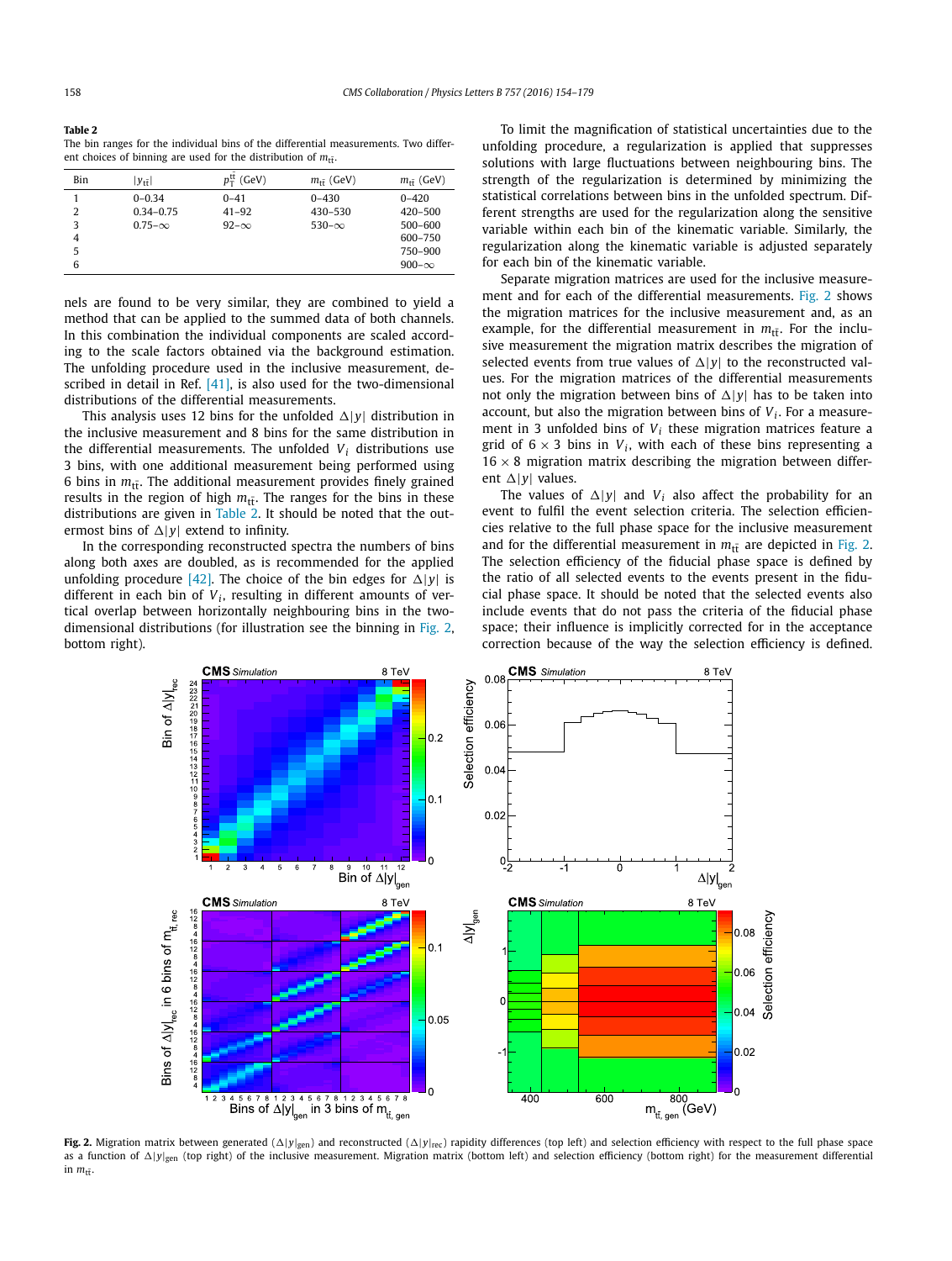**Table 2**
The bin ranges for the individual bins of the differential measurements. Two different choices of binning are used for the distribution of $m_{t\bar{t}}$.

| Bin | $\lvert y_{t\bar{t}}\rvert$ | $p_T^{t\bar{t}}$ (GeV) | $m_{t\bar{t}}$ (GeV) | $m_{t\bar{t}}$ (GeV) |
|---|---|---|---|---|
| 1 | 0–0.34 | 0–41 | 0–430 | 0–420 |
| 2 | 0.34–0.75 | 41–92 | 430–530 | 420–500 |
| 3 | 0.75–$\infty$ | 92–$\infty$ | 530–$\infty$ | 500–600 |
| 4 | | | | 600–750 |
| 5 | | | | 750–900 |
| 6 | | | | 900–$\infty$ |

nels are found to be very similar, they are combined to yield a method that can be applied to the summed data of both channels. In this combination the individual components are scaled according to the scale factors obtained via the background estimation. The unfolding procedure used in the inclusive measurement, described in detail in Ref. [41], is also used for the two-dimensional distributions of the differential measurements.

This analysis uses 12 bins for the unfolded $\Delta|y|$ distribution in the inclusive measurement and 8 bins for the same distribution in the differential measurements. The unfolded $V_i$ distributions use 3 bins, with one additional measurement being performed using 6 bins in $m_{t\bar{t}}$. The additional measurement provides finely grained results in the region of high $m_{t\bar{t}}$. The ranges for the bins in these distributions are given in Table 2. It should be noted that the outermost bins of $\Delta|y|$ extend to infinity.

In the corresponding reconstructed spectra the numbers of bins along both axes are doubled, as is recommended for the applied unfolding procedure [42]. The choice of the bin edges for $\Delta|y|$ is different in each bin of $V_i$, resulting in different amounts of vertical overlap between horizontally neighbouring bins in the two-dimensional distributions (for illustration see the binning in Fig. 2, bottom right).

To limit the magnification of statistical uncertainties due to the unfolding procedure, a regularization is applied that suppresses solutions with large fluctuations between neighbouring bins. The strength of the regularization is determined by minimizing the statistical correlations between bins in the unfolded spectrum. Different strengths are used for the regularization along the sensitive variable within each bin of the kinematic variable. Similarly, the regularization along the kinematic variable is adjusted separately for each bin of the kinematic variable.

Separate migration matrices are used for the inclusive measurement and for each of the differential measurements. Fig. 2 shows the migration matrices for the inclusive measurement and, as an example, for the differential measurement in $m_{t\bar{t}}$. For the inclusive measurement the migration matrix describes the migration of selected events from true values of $\Delta|y|$ to the reconstructed values. For the migration matrices of the differential measurements not only the migration between bins of $\Delta|y|$ has to be taken into account, but also the migration between bins of $V_i$. For a measurement in 3 unfolded bins of $V_i$ these migration matrices feature a grid of $6 \times 3$ bins in $V_i$, with each of these bins representing a $16 \times 8$ migration matrix describing the migration between different $\Delta|y|$ values.

The values of $\Delta|y|$ and $V_i$ also affect the probability for an event to fulfil the event selection criteria. The selection efficiencies relative to the full phase space for the inclusive measurement and for the differential measurement in $m_{t\bar{t}}$ are depicted in Fig. 2. The selection efficiency of the fiducial phase space is defined by the ratio of all selected events to the events present in the fiducial phase space. It should be noted that the selected events also include events that do not pass the criteria of the fiducial phase space; their influence is implicitly corrected for in the acceptance correction because of the way the selection efficiency is defined.

**Fig. 2.** Migration matrix between generated ($\Delta|y|_{\text{gen}}$) and reconstructed ($\Delta|y|_{\text{rec}}$) rapidity differences (top left) and selection efficiency with respect to the full phase space as a function of $\Delta|y|_{\text{gen}}$ (top right) of the inclusive measurement. Migration matrix (bottom left) and selection efficiency (bottom right) for the measurement differential in $m_{t\bar{t}}$.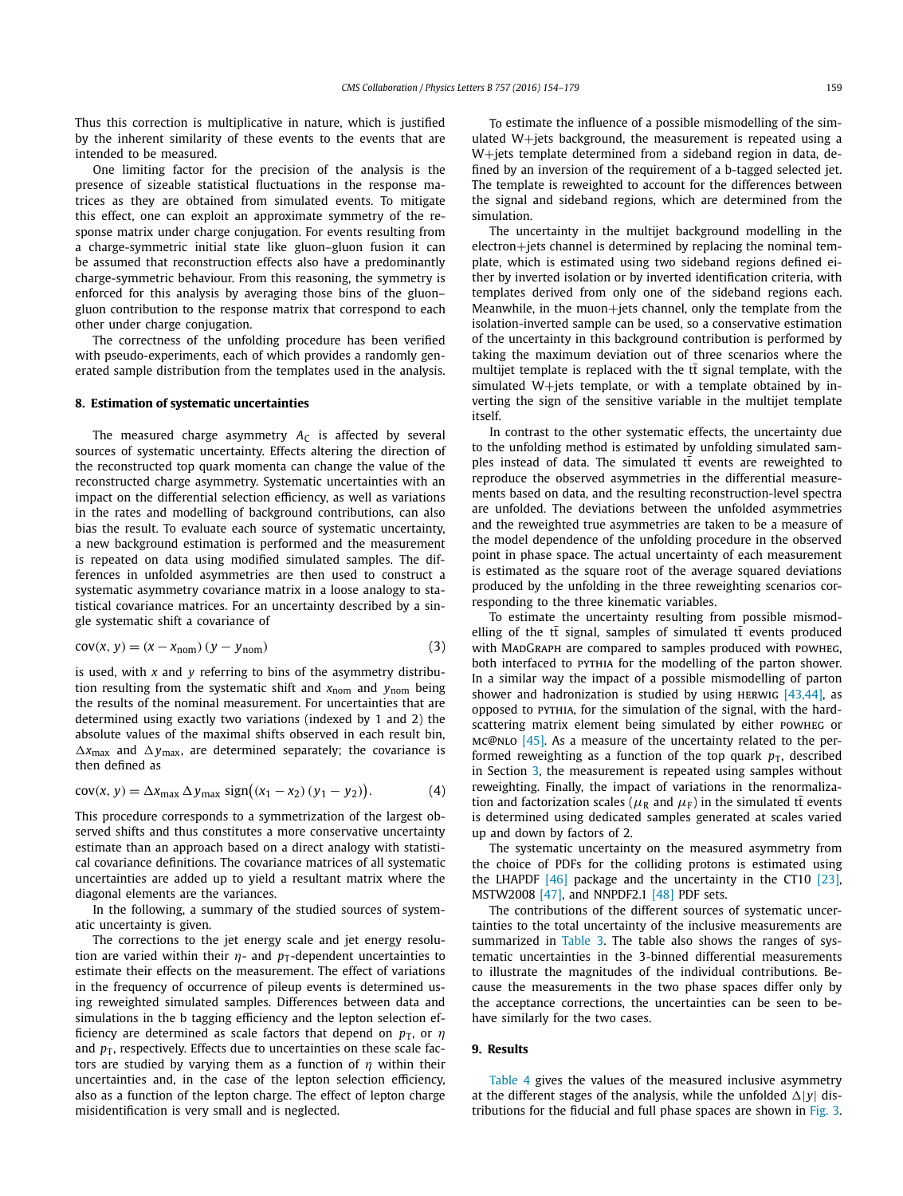Thus this correction is multiplicative in nature, which is justified by the inherent similarity of these events to the events that are intended to be measured.

One limiting factor for the precision of the analysis is the presence of sizeable statistical fluctuations in the response matrices as they are obtained from simulated events. To mitigate this effect, one can exploit an approximate symmetry of the response matrix under charge conjugation. For events resulting from a charge-symmetric initial state like gluon–gluon fusion it can be assumed that reconstruction effects also have a predominantly charge-symmetric behaviour. From this reasoning, the symmetry is enforced for this analysis by averaging those bins of the gluon–gluon contribution to the response matrix that correspond to each other under charge conjugation.

The correctness of the unfolding procedure has been verified with pseudo-experiments, each of which provides a randomly generated sample distribution from the templates used in the analysis.

## 8. Estimation of systematic uncertainties

The measured charge asymmetry $A_C$ is affected by several sources of systematic uncertainty. Effects altering the direction of the reconstructed top quark momenta can change the value of the reconstructed charge asymmetry. Systematic uncertainties with an impact on the differential selection efficiency, as well as variations in the rates and modelling of background contributions, can also bias the result. To evaluate each source of systematic uncertainty, a new background estimation is performed and the measurement is repeated on data using modified simulated samples. The differences in unfolded asymmetries are then used to construct a systematic asymmetry covariance matrix in a loose analogy to statistical covariance matrices. For an uncertainty described by a single systematic shift a covariance of

$$\mathrm{cov}(x, y) = (x - x_{\mathrm{nom}})\,(y - y_{\mathrm{nom}}) \tag{3}$$

is used, with $x$ and $y$ referring to bins of the asymmetry distribution resulting from the systematic shift and $x_{\mathrm{nom}}$ and $y_{\mathrm{nom}}$ being the results of the nominal measurement. For uncertainties that are determined using exactly two variations (indexed by 1 and 2) the absolute values of the maximal shifts observed in each result bin, $\Delta x_{\max}$ and $\Delta y_{\max}$, are determined separately; the covariance is then defined as

$$\mathrm{cov}(x, y) = \Delta x_{\max}\,\Delta y_{\max}\,\mathrm{sign}\big((x_1 - x_2)\,(y_1 - y_2)\big). \tag{4}$$

This procedure corresponds to a symmetrization of the largest observed shifts and thus constitutes a more conservative uncertainty estimate than an approach based on a direct analogy with statistical covariance definitions. The covariance matrices of all systematic uncertainties are added up to yield a resultant matrix where the diagonal elements are the variances.

In the following, a summary of the studied sources of systematic uncertainty is given.

The corrections to the jet energy scale and jet energy resolution are varied within their $\eta$- and $p_{\mathrm{T}}$-dependent uncertainties to estimate their effects on the measurement. The effect of variations in the frequency of occurrence of pileup events is determined using reweighted simulated samples. Differences between data and simulations in the b tagging efficiency and the lepton selection efficiency are determined as scale factors that depend on $p_{\mathrm{T}}$, or $\eta$ and $p_{\mathrm{T}}$, respectively. Effects due to uncertainties on these scale factors are studied by varying them as a function of $\eta$ within their uncertainties and, in the case of the lepton selection efficiency, also as a function of the lepton charge. The effect of lepton charge misidentification is very small and is neglected.

To estimate the influence of a possible mismodelling of the simulated W+jets background, the measurement is repeated using a W+jets template determined from a sideband region in data, defined by an inversion of the requirement of a b-tagged selected jet. The template is reweighted to account for the differences between the signal and sideband regions, which are determined from the simulation.

The uncertainty in the multijet background modelling in the electron+jets channel is determined by replacing the nominal template, which is estimated using two sideband regions defined either by inverted isolation or by inverted identification criteria, with templates derived from only one of the sideband regions each. Meanwhile, in the muon+jets channel, only the template from the isolation-inverted sample can be used, so a conservative estimation of the uncertainty in this background contribution is performed by taking the maximum deviation out of three scenarios where the multijet template is replaced with the $\mathrm{t\bar{t}}$ signal template, with the simulated W+jets template, or with a template obtained by inverting the sign of the sensitive variable in the multijet template itself.

In contrast to the other systematic effects, the uncertainty due to the unfolding method is estimated by unfolding simulated samples instead of data. The simulated $\mathrm{t\bar{t}}$ events are reweighted to reproduce the observed asymmetries in the differential measurements based on data, and the resulting reconstruction-level spectra are unfolded. The deviations between the unfolded asymmetries and the reweighted true asymmetries are taken to be a measure of the model dependence of the unfolding procedure in the observed point in phase space. The actual uncertainty of each measurement is estimated as the square root of the average squared deviations produced by the unfolding in the three reweighting scenarios corresponding to the three kinematic variables.

To estimate the uncertainty resulting from possible mismodelling of the $\mathrm{t\bar{t}}$ signal, samples of simulated $\mathrm{t\bar{t}}$ events produced with MadGraph are compared to samples produced with powheg, both interfaced to pythia for the modelling of the parton shower. In a similar way the impact of a possible mismodelling of parton shower and hadronization is studied by using herwig [43,44], as opposed to pythia, for the simulation of the signal, with the hard-scattering matrix element being simulated by either powheg or mc@nlo [45]. As a measure of the uncertainty related to the performed reweighting as a function of the top quark $p_{\mathrm{T}}$, described in Section 3, the measurement is repeated using samples without reweighting. Finally, the impact of variations in the renormalization and factorization scales ($\mu_{\mathrm{R}}$ and $\mu_{\mathrm{F}}$) in the simulated $\mathrm{t\bar{t}}$ events is determined using dedicated samples generated at scales varied up and down by factors of 2.

The systematic uncertainty on the measured asymmetry from the choice of PDFs for the colliding protons is estimated using the LHAPDF [46] package and the uncertainty in the CT10 [23], MSTW2008 [47], and NNPDF2.1 [48] PDF sets.

The contributions of the different sources of systematic uncertainties to the total uncertainty of the inclusive measurements are summarized in Table 3. The table also shows the ranges of systematic uncertainties in the 3-binned differential measurements to illustrate the magnitudes of the individual contributions. Because the measurements in the two phase spaces differ only by the acceptance corrections, the uncertainties can be seen to behave similarly for the two cases.

## 9. Results

Table 4 gives the values of the measured inclusive asymmetry at the different stages of the analysis, while the unfolded $\Delta|y|$ distributions for the fiducial and full phase spaces are shown in Fig. 3.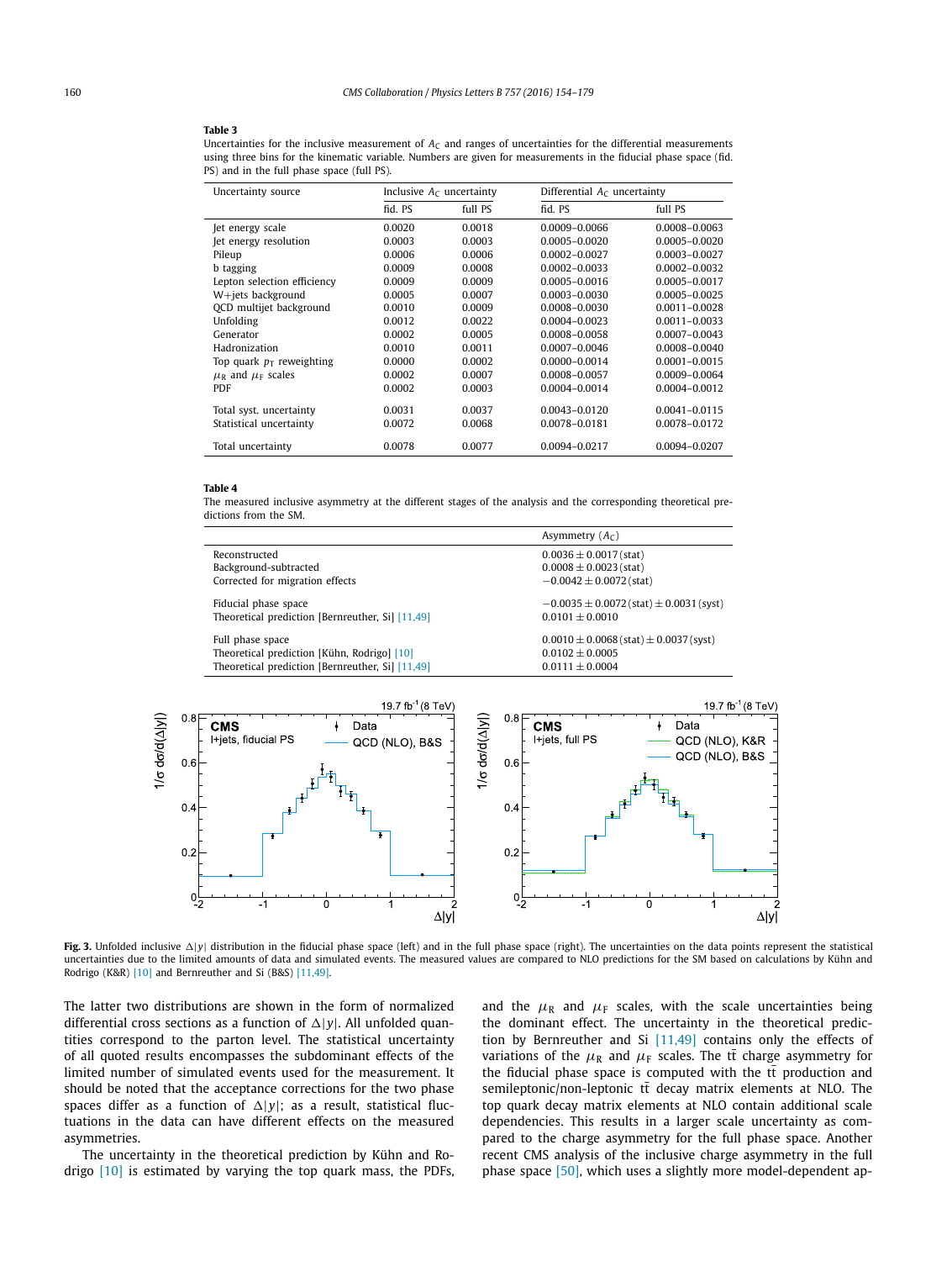**Table 3**

Uncertainties for the inclusive measurement of $A_C$ and ranges of uncertainties for the differential measurements using three bins for the kinematic variable. Numbers are given for measurements in the fiducial phase space (fid. PS) and in the full phase space (full PS).

| Uncertainty source | Inclusive $A_C$ uncertainty | | Differential $A_C$ uncertainty | |
|---|---|---|---|---|
| | fid. PS | full PS | fid. PS | full PS |
| Jet energy scale | 0.0020 | 0.0018 | 0.0009–0.0066 | 0.0008–0.0063 |
| Jet energy resolution | 0.0003 | 0.0003 | 0.0005–0.0020 | 0.0005–0.0020 |
| Pileup | 0.0006 | 0.0006 | 0.0002–0.0027 | 0.0003–0.0027 |
| b tagging | 0.0009 | 0.0008 | 0.0002–0.0033 | 0.0002–0.0032 |
| Lepton selection efficiency | 0.0009 | 0.0009 | 0.0005–0.0016 | 0.0005–0.0017 |
| W+jets background | 0.0005 | 0.0007 | 0.0003–0.0030 | 0.0005–0.0025 |
| QCD multijet background | 0.0010 | 0.0009 | 0.0008–0.0030 | 0.0011–0.0028 |
| Unfolding | 0.0012 | 0.0022 | 0.0004–0.0023 | 0.0011–0.0033 |
| Generator | 0.0002 | 0.0005 | 0.0008–0.0058 | 0.0007–0.0043 |
| Hadronization | 0.0010 | 0.0011 | 0.0007–0.0046 | 0.0008–0.0040 |
| Top quark $p_T$ reweighting | 0.0000 | 0.0002 | 0.0000–0.0014 | 0.0001–0.0015 |
| $\mu_R$ and $\mu_F$ scales | 0.0002 | 0.0007 | 0.0008–0.0057 | 0.0009–0.0064 |
| PDF | 0.0002 | 0.0003 | 0.0004–0.0014 | 0.0004–0.0012 |
| Total syst. uncertainty | 0.0031 | 0.0037 | 0.0043–0.0120 | 0.0041–0.0115 |
| Statistical uncertainty | 0.0072 | 0.0068 | 0.0078–0.0181 | 0.0078–0.0172 |
| Total uncertainty | 0.0078 | 0.0077 | 0.0094–0.0217 | 0.0094–0.0207 |

**Table 4**

The measured inclusive asymmetry at the different stages of the analysis and the corresponding theoretical predictions from the SM.

| | Asymmetry ($A_C$) |
|---|---|
| Reconstructed | $0.0036 \pm 0.0017$ (stat) |
| Background-subtracted | $0.0008 \pm 0.0023$ (stat) |
| Corrected for migration effects | $-0.0042 \pm 0.0072$ (stat) |
| Fiducial phase space | $-0.0035 \pm 0.0072$ (stat) $\pm 0.0031$ (syst) |
| Theoretical prediction [Bernreuther, Si] [11,49] | $0.0101 \pm 0.0010$ |
| Full phase space | $0.0010 \pm 0.0068$ (stat) $\pm 0.0037$ (syst) |
| Theoretical prediction [Kühn, Rodrigo] [10] | $0.0102 \pm 0.0005$ |
| Theoretical prediction [Bernreuther, Si] [11,49] | $0.0111 \pm 0.0004$ |

**Fig. 3.** Unfolded inclusive $\Delta|y|$ distribution in the fiducial phase space (left) and in the full phase space (right). The uncertainties on the data points represent the statistical uncertainties due to the limited amounts of data and simulated events. The measured values are compared to NLO predictions for the SM based on calculations by Kühn and Rodrigo (K&R) [10] and Bernreuther and Si (B&S) [11,49].

The latter two distributions are shown in the form of normalized differential cross sections as a function of $\Delta|y|$. All unfolded quantities correspond to the parton level. The statistical uncertainty of all quoted results encompasses the subdominant effects of the limited number of simulated events used for the measurement. It should be noted that the acceptance corrections for the two phase spaces differ as a function of $\Delta|y|$; as a result, statistical fluctuations in the data can have different effects on the measured asymmetries.

The uncertainty in the theoretical prediction by Kühn and Rodrigo [10] is estimated by varying the top quark mass, the PDFs, and the $\mu_R$ and $\mu_F$ scales, with the scale uncertainties being the dominant effect. The uncertainty in the theoretical prediction by Bernreuther and Si [11,49] contains only the effects of variations of the $\mu_R$ and $\mu_F$ scales. The $t\bar{t}$ charge asymmetry for the fiducial phase space is computed with the $t\bar{t}$ production and semileptonic/non-leptonic $t\bar{t}$ decay matrix elements at NLO. The top quark decay matrix elements at NLO contain additional scale dependencies. This results in a larger scale uncertainty as compared to the charge asymmetry for the full phase space. Another recent CMS analysis of the inclusive charge asymmetry in the full phase space [50], which uses a slightly more model-dependent ap-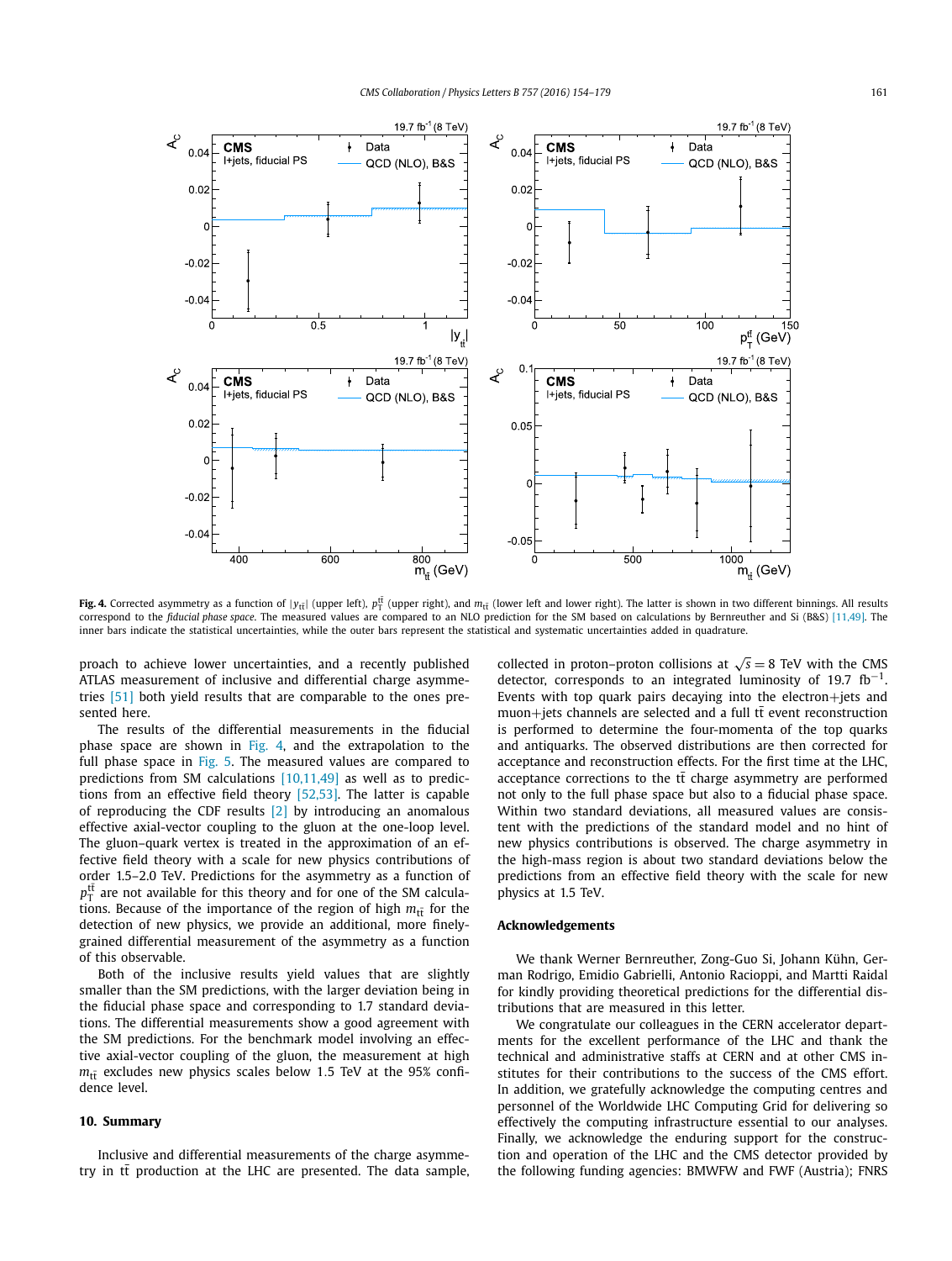**Fig. 4.** Corrected asymmetry as a function of $|y_{t\bar{t}}|$ (upper left), $p_T^{t\bar{t}}$ (upper right), and $m_{t\bar{t}}$ (lower left and lower right). The latter is shown in two different binnings. All results correspond to the *fiducial phase space*. The measured values are compared to an NLO prediction for the SM based on calculations by Bernreuther and Si (B&S) [11,49]. The inner bars indicate the statistical uncertainties, while the outer bars represent the statistical and systematic uncertainties added in quadrature.

proach to achieve lower uncertainties, and a recently published ATLAS measurement of inclusive and differential charge asymmetries [51] both yield results that are comparable to the ones presented here.

The results of the differential measurements in the fiducial phase space are shown in Fig. 4, and the extrapolation to the full phase space in Fig. 5. The measured values are compared to predictions from SM calculations [10,11,49] as well as to predictions from an effective field theory [52,53]. The latter is capable of reproducing the CDF results [2] by introducing an anomalous effective axial-vector coupling to the gluon at the one-loop level. The gluon–quark vertex is treated in the approximation of an effective field theory with a scale for new physics contributions of order 1.5–2.0 TeV. Predictions for the asymmetry as a function of $p_T^{t\bar{t}}$ are not available for this theory and for one of the SM calculations. Because of the importance of the region of high $m_{t\bar{t}}$ for the detection of new physics, we provide an additional, more finely-grained differential measurement of the asymmetry as a function of this observable.

Both of the inclusive results yield values that are slightly smaller than the SM predictions, with the larger deviation being in the fiducial phase space and corresponding to 1.7 standard deviations. The differential measurements show a good agreement with the SM predictions. For the benchmark model involving an effective axial-vector coupling of the gluon, the measurement at high $m_{t\bar{t}}$ excludes new physics scales below 1.5 TeV at the 95% confidence level.

## 10. Summary

Inclusive and differential measurements of the charge asymmetry in $t\bar{t}$ production at the LHC are presented. The data sample, collected in proton–proton collisions at $\sqrt{s} = 8$ TeV with the CMS detector, corresponds to an integrated luminosity of 19.7 fb$^{-1}$. Events with top quark pairs decaying into the electron+jets and muon+jets channels are selected and a full $t\bar{t}$ event reconstruction is performed to determine the four-momenta of the top quarks and antiquarks. The observed distributions are then corrected for acceptance and reconstruction effects. For the first time at the LHC, acceptance corrections to the $t\bar{t}$ charge asymmetry are performed not only to the full phase space but also to a fiducial phase space. Within two standard deviations, all measured values are consistent with the predictions of the standard model and no hint of new physics contributions is observed. The charge asymmetry in the high-mass region is about two standard deviations below the predictions from an effective field theory with the scale for new physics at 1.5 TeV.

## Acknowledgements

We thank Werner Bernreuther, Zong-Guo Si, Johann Kühn, German Rodrigo, Emidio Gabrielli, Antonio Racioppi, and Martti Raidal for kindly providing theoretical predictions for the differential distributions that are measured in this letter.

We congratulate our colleagues in the CERN accelerator departments for the excellent performance of the LHC and thank the technical and administrative staffs at CERN and at other CMS institutes for their contributions to the success of the CMS effort. In addition, we gratefully acknowledge the computing centres and personnel of the Worldwide LHC Computing Grid for delivering so effectively the computing infrastructure essential to our analyses. Finally, we acknowledge the enduring support for the construction and operation of the LHC and the CMS detector provided by the following funding agencies: BMWFW and FWF (Austria); FNRS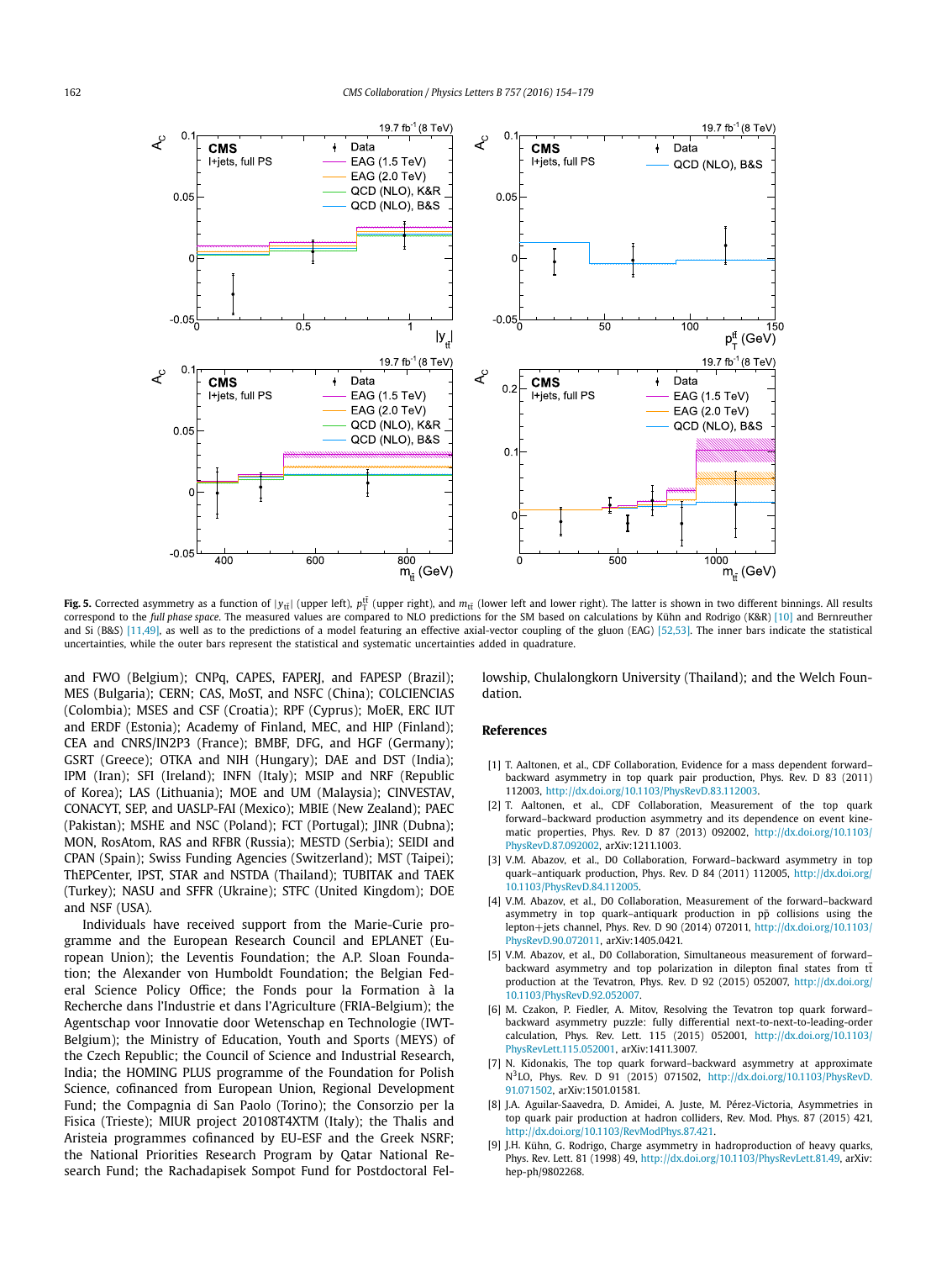19.7 fb$^{-1}$ (8 TeV)

CMS

l+jets, full PS

Data

EAG (1.5 TeV)

EAG (2.0 TeV)

QCD (NLO), K&R

QCD (NLO), B&S

$A_C$

$|y_{t\bar{t}}|$

19.7 fb$^{-1}$ (8 TeV)

CMS

l+jets, full PS

Data

QCD (NLO), B&S

$A_C$

$p_T^{t\bar{t}}$ (GeV)

19.7 fb$^{-1}$ (8 TeV)

CMS

l+jets, full PS

Data

EAG (1.5 TeV)

EAG (2.0 TeV)

QCD (NLO), K&R

QCD (NLO), B&S

$A_C$

$m_{t\bar{t}}$ (GeV)

19.7 fb$^{-1}$ (8 TeV)

CMS

l+jets, full PS

Data

EAG (1.5 TeV)

EAG (2.0 TeV)

QCD (NLO), B&S

$A_C$

$m_{t\bar{t}}$ (GeV)

**Fig. 5.** Corrected asymmetry as a function of $|y_{t\bar{t}}|$ (upper left), $p_T^{t\bar{t}}$ (upper right), and $m_{t\bar{t}}$ (lower left and lower right). The latter is shown in two different binnings. All results correspond to the *full phase space*. The measured values are compared to NLO predictions for the SM based on calculations by Kühn and Rodrigo (K&R) [10] and Bernreuther and Si (B&S) [11,49], as well as to the predictions of a model featuring an effective axial-vector coupling of the gluon (EAG) [52,53]. The inner bars indicate the statistical uncertainties, while the outer bars represent the statistical and systematic uncertainties added in quadrature.

and FWO (Belgium); CNPq, CAPES, FAPERJ, and FAPESP (Brazil); MES (Bulgaria); CERN; CAS, MoST, and NSFC (China); COLCIENCIAS (Colombia); MSES and CSF (Croatia); RPF (Cyprus); MoER, ERC IUT and ERDF (Estonia); Academy of Finland, MEC, and HIP (Finland); CEA and CNRS/IN2P3 (France); BMBF, DFG, and HGF (Germany); GSRT (Greece); OTKA and NIH (Hungary); DAE and DST (India); IPM (Iran); SFI (Ireland); INFN (Italy); MSIP and NRF (Republic of Korea); LAS (Lithuania); MOE and UM (Malaysia); CINVESTAV, CONACYT, SEP, and UASLP-FAI (Mexico); MBIE (New Zealand); PAEC (Pakistan); MSHE and NSC (Poland); FCT (Portugal); JINR (Dubna); MON, RosAtom, RAS and RFBR (Russia); MESTD (Serbia); SEIDI and CPAN (Spain); Swiss Funding Agencies (Switzerland); MST (Taipei); ThEPCenter, IPST, STAR and NSTDA (Thailand); TUBITAK and TAEK (Turkey); NASU and SFFR (Ukraine); STFC (United Kingdom); DOE and NSF (USA).

Individuals have received support from the Marie-Curie programme and the European Research Council and EPLANET (European Union); the Leventis Foundation; the A.P. Sloan Foundation; the Alexander von Humboldt Foundation; the Belgian Federal Science Policy Office; the Fonds pour la Formation à la Recherche dans l'Industrie et dans l'Agriculture (FRIA-Belgium); the Agentschap voor Innovatie door Wetenschap en Technologie (IWT-Belgium); the Ministry of Education, Youth and Sports (MEYS) of the Czech Republic; the Council of Science and Industrial Research, India; the HOMING PLUS programme of the Foundation for Polish Science, cofinanced from European Union, Regional Development Fund; the Compagnia di San Paolo (Torino); the Consorzio per la Fisica (Trieste); MIUR project 20108T4XTM (Italy); the Thalis and Aristeia programmes cofinanced by EU-ESF and the Greek NSRF; the National Priorities Research Program by Qatar National Research Fund; the Rachadapisek Sompot Fund for Postdoctoral Fellowship, Chulalongkorn University (Thailand); and the Welch Foundation.

## References

[1] T. Aaltonen, et al., CDF Collaboration, Evidence for a mass dependent forward–backward asymmetry in top quark pair production, Phys. Rev. D 83 (2011) 112003, http://dx.doi.org/10.1103/PhysRevD.83.112003.

[2] T. Aaltonen, et al., CDF Collaboration, Measurement of the top quark forward–backward production asymmetry and its dependence on event kinematic properties, Phys. Rev. D 87 (2013) 092002, http://dx.doi.org/10.1103/PhysRevD.87.092002, arXiv:1211.1003.

[3] V.M. Abazov, et al., D0 Collaboration, Forward–backward asymmetry in top quark–antiquark production, Phys. Rev. D 84 (2011) 112005, http://dx.doi.org/10.1103/PhysRevD.84.112005.

[4] V.M. Abazov, et al., D0 Collaboration, Measurement of the forward–backward asymmetry in top quark–antiquark production in $p\bar{p}$ collisions using the lepton+jets channel, Phys. Rev. D 90 (2014) 072011, http://dx.doi.org/10.1103/PhysRevD.90.072011, arXiv:1405.0421.

[5] V.M. Abazov, et al., D0 Collaboration, Simultaneous measurement of forward–backward asymmetry and top polarization in dilepton final states from $t\bar{t}$ production at the Tevatron, Phys. Rev. D 92 (2015) 052007, http://dx.doi.org/10.1103/PhysRevD.92.052007.

[6] M. Czakon, P. Fiedler, A. Mitov, Resolving the Tevatron top quark forward–backward asymmetry puzzle: fully differential next-to-next-to-leading-order calculation, Phys. Rev. Lett. 115 (2015) 052001, http://dx.doi.org/10.1103/PhysRevLett.115.052001, arXiv:1411.3007.

[7] N. Kidonakis, The top quark forward–backward asymmetry at approximate N$^3$LO, Phys. Rev. D 91 (2015) 071502, http://dx.doi.org/10.1103/PhysRevD.91.071502, arXiv:1501.01581.

[8] J.A. Aguilar-Saavedra, D. Amidei, A. Juste, M. Pérez-Victoria, Asymmetries in top quark pair production at hadron colliders, Rev. Mod. Phys. 87 (2015) 421, http://dx.doi.org/10.1103/RevModPhys.87.421.

[9] J.H. Kühn, G. Rodrigo, Charge asymmetry in hadroproduction of heavy quarks, Phys. Rev. Lett. 81 (1998) 49, http://dx.doi.org/10.1103/PhysRevLett.81.49, arXiv:hep-ph/9802268.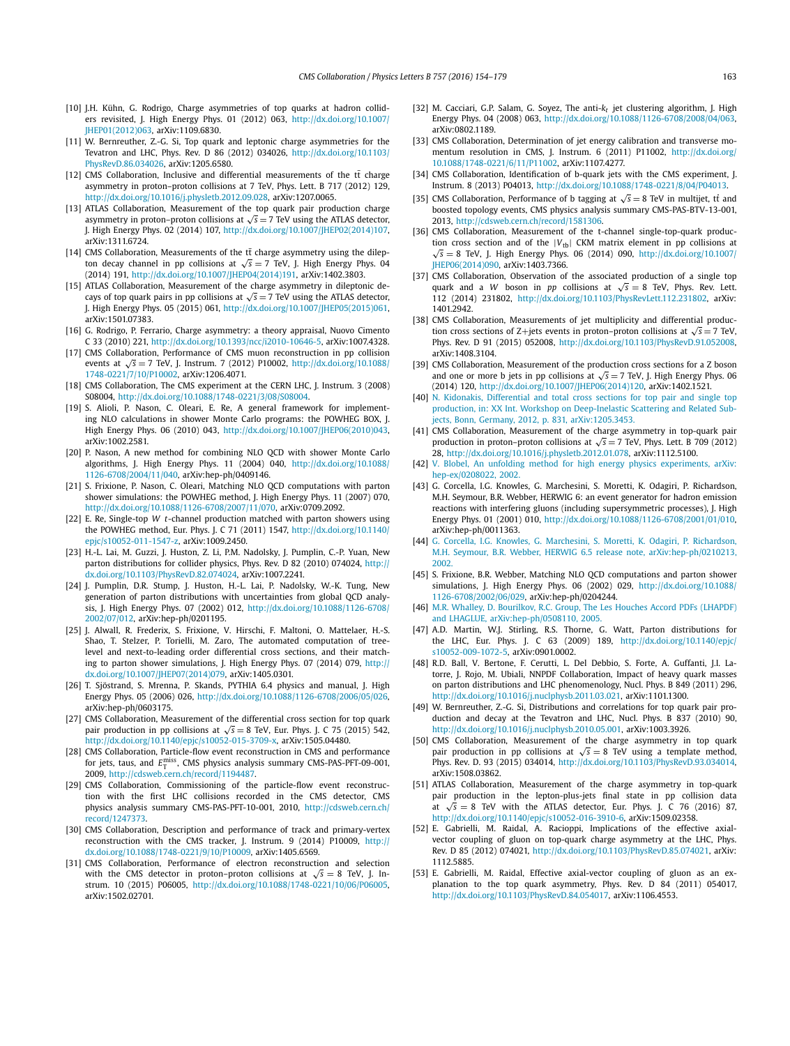[10] J.H. Kühn, G. Rodrigo, Charge asymmetries of top quarks at hadron colliders revisited, J. High Energy Phys. 01 (2012) 063, http://dx.doi.org/10.1007/JHEP01(2012)063, arXiv:1109.6830.

[11] W. Bernreuther, Z.-G. Si, Top quark and leptonic charge asymmetries for the Tevatron and LHC, Phys. Rev. D 86 (2012) 034026, http://dx.doi.org/10.1103/PhysRevD.86.034026, arXiv:1205.6580.

[12] CMS Collaboration, Inclusive and differential measurements of the $t\bar{t}$ charge asymmetry in proton–proton collisions at 7 TeV, Phys. Lett. B 717 (2012) 129, http://dx.doi.org/10.1016/j.physletb.2012.09.028, arXiv:1207.0065.

[13] ATLAS Collaboration, Measurement of the top quark pair production charge asymmetry in proton–proton collisions at $\sqrt{s} = 7$ TeV using the ATLAS detector, J. High Energy Phys. 02 (2014) 107, http://dx.doi.org/10.1007/JHEP02(2014)107, arXiv:1311.6724.

[14] CMS Collaboration, Measurements of the $t\bar{t}$ charge asymmetry using the dilepton decay channel in pp collisions at $\sqrt{s} = 7$ TeV, J. High Energy Phys. 04 (2014) 191, http://dx.doi.org/10.1007/JHEP04(2014)191, arXiv:1402.3803.

[15] ATLAS Collaboration, Measurement of the charge asymmetry in dileptonic decays of top quark pairs in pp collisions at $\sqrt{s} = 7$ TeV using the ATLAS detector, J. High Energy Phys. 05 (2015) 061, http://dx.doi.org/10.1007/JHEP05(2015)061, arXiv:1501.07383.

[16] G. Rodrigo, P. Ferrario, Charge asymmetry: a theory appraisal, Nuovo Cimento C 33 (2010) 221, http://dx.doi.org/10.1393/ncc/i2010-10646-5, arXiv:1007.4328.

[17] CMS Collaboration, Performance of CMS muon reconstruction in pp collision events at $\sqrt{s} = 7$ TeV, J. Instrum. 7 (2012) P10002, http://dx.doi.org/10.1088/1748-0221/7/10/P10002, arXiv:1206.4071.

[18] CMS Collaboration, The CMS experiment at the CERN LHC, J. Instrum. 3 (2008) S08004, http://dx.doi.org/10.1088/1748-0221/3/08/S08004.

[19] S. Alioli, P. Nason, C. Oleari, E. Re, A general framework for implementing NLO calculations in shower Monte Carlo programs: the POWHEG BOX, J. High Energy Phys. 06 (2010) 043, http://dx.doi.org/10.1007/JHEP06(2010)043, arXiv:1002.2581.

[20] P. Nason, A new method for combining NLO QCD with shower Monte Carlo algorithms, J. High Energy Phys. 11 (2004) 040, http://dx.doi.org/10.1088/1126-6708/2004/11/040, arXiv:hep-ph/0409146.

[21] S. Frixione, P. Nason, C. Oleari, Matching NLO QCD computations with parton shower simulations: the POWHEG method, J. High Energy Phys. 11 (2007) 070, http://dx.doi.org/10.1088/1126-6708/2007/11/070, arXiv:0709.2092.

[22] E. Re, Single-top *W t*-channel production matched with parton showers using the POWHEG method, Eur. Phys. J. C 71 (2011) 1547, http://dx.doi.org/10.1140/epjc/s10052-011-1547-z, arXiv:1009.2450.

[23] H.-L. Lai, M. Guzzi, J. Huston, Z. Li, P.M. Nadolsky, J. Pumplin, C.-P. Yuan, New parton distributions for collider physics, Phys. Rev. D 82 (2010) 074024, http://dx.doi.org/10.1103/PhysRevD.82.074024, arXiv:1007.2241.

[24] J. Pumplin, D.R. Stump, J. Huston, H.-L. Lai, P. Nadolsky, W.-K. Tung, New generation of parton distributions with uncertainties from global QCD analysis, J. High Energy Phys. 07 (2002) 012, http://dx.doi.org/10.1088/1126-6708/2002/07/012, arXiv:hep-ph/0201195.

[25] J. Alwall, R. Frederix, S. Frixione, V. Hirschi, F. Maltoni, O. Mattelaer, H.-S. Shao, T. Stelzer, P. Torielli, M. Zaro, The automated computation of tree-level and next-to-leading order differential cross sections, and their matching to parton shower simulations, J. High Energy Phys. 07 (2014) 079, http://dx.doi.org/10.1007/JHEP07(2014)079, arXiv:1405.0301.

[26] T. Sjöstrand, S. Mrenna, P. Skands, PYTHIA 6.4 physics and manual, J. High Energy Phys. 05 (2006) 026, http://dx.doi.org/10.1088/1126-6708/2006/05/026, arXiv:hep-ph/0603175.

[27] CMS Collaboration, Measurement of the differential cross section for top quark pair production in pp collisions at $\sqrt{s} = 8$ TeV, Eur. Phys. J. C 75 (2015) 542, http://dx.doi.org/10.1140/epjc/s10052-015-3709-x, arXiv:1505.04480.

[28] CMS Collaboration, Particle-flow event reconstruction in CMS and performance for jets, taus, and $E_T^{miss}$, CMS physics analysis summary CMS-PAS-PFT-09-001, 2009, http://cdsweb.cern.ch/record/1194487.

[29] CMS Collaboration, Commissioning of the particle-flow event reconstruction with the first LHC collisions recorded in the CMS detector, CMS physics analysis summary CMS-PAS-PFT-10-001, 2010, http://cdsweb.cern.ch/record/1247373.

[30] CMS Collaboration, Description and performance of track and primary-vertex reconstruction with the CMS tracker, J. Instrum. 9 (2014) P10009, http://dx.doi.org/10.1088/1748-0221/9/10/P10009, arXiv:1405.6569.

[31] CMS Collaboration, Performance of electron reconstruction and selection with the CMS detector in proton–proton collisions at $\sqrt{s} = 8$ TeV, J. Instrum. 10 (2015) P06005, http://dx.doi.org/10.1088/1748-0221/10/06/P06005, arXiv:1502.02701.

[32] M. Cacciari, G.P. Salam, G. Soyez, The anti-$k_t$ jet clustering algorithm, J. High Energy Phys. 04 (2008) 063, http://dx.doi.org/10.1088/1126-6708/2008/04/063, arXiv:0802.1189.

[33] CMS Collaboration, Determination of jet energy calibration and transverse momentum resolution in CMS, J. Instrum. 6 (2011) P11002, http://dx.doi.org/10.1088/1748-0221/6/11/P11002, arXiv:1107.4277.

[34] CMS Collaboration, Identification of b-quark jets with the CMS experiment, J. Instrum. 8 (2013) P04013, http://dx.doi.org/10.1088/1748-0221/8/04/P04013.

[35] CMS Collaboration, Performance of b tagging at $\sqrt{s} = 8$ TeV in multijet, $t\bar{t}$ and boosted topology events, CMS physics analysis summary CMS-PAS-BTV-13-001, 2013, http://cdsweb.cern.ch/record/1581306.

[36] CMS Collaboration, Measurement of the t-channel single-top-quark production cross section and of the $|V_{tb}|$ CKM matrix element in pp collisions at $\sqrt{s} = 8$ TeV, J. High Energy Phys. 06 (2014) 090, http://dx.doi.org/10.1007/JHEP06(2014)090, arXiv:1403.7366.

[37] CMS Collaboration, Observation of the associated production of a single top quark and a *W* boson in *pp* collisions at $\sqrt{s} = 8$ TeV, Phys. Rev. Lett. 112 (2014) 231802, http://dx.doi.org/10.1103/PhysRevLett.112.231802, arXiv:1401.2942.

[38] CMS Collaboration, Measurements of jet multiplicity and differential production cross sections of Z+jets events in proton–proton collisions at $\sqrt{s} = 7$ TeV, Phys. Rev. D 91 (2015) 052008, http://dx.doi.org/10.1103/PhysRevD.91.052008, arXiv:1408.3104.

[39] CMS Collaboration, Measurement of the production cross sections for a Z boson and one or more b jets in pp collisions at $\sqrt{s} = 7$ TeV, J. High Energy Phys. 06 (2014) 120, http://dx.doi.org/10.1007/JHEP06(2014)120, arXiv:1402.1521.

[40] N. Kidonakis, Differential and total cross sections for top pair and single top production, in: XX Int. Workshop on Deep-Inelastic Scattering and Related Subjects, Bonn, Germany, 2012, p. 831, arXiv:1205.3453.

[41] CMS Collaboration, Measurement of the charge asymmetry in top-quark pair production in proton–proton collisions at $\sqrt{s} = 7$ TeV, Phys. Lett. B 709 (2012) 28, http://dx.doi.org/10.1016/j.physletb.2012.01.078, arXiv:1112.5100.

[42] V. Blobel, An unfolding method for high energy physics experiments, arXiv:hep-ex/0208022, 2002.

[43] G. Corcella, I.G. Knowles, G. Marchesini, S. Moretti, K. Odagiri, P. Richardson, M.H. Seymour, B.R. Webber, HERWIG 6: an event generator for hadron emission reactions with interfering gluons (including supersymmetric processes), J. High Energy Phys. 01 (2001) 010, http://dx.doi.org/10.1088/1126-6708/2001/01/010, arXiv:hep-ph/0011363.

[44] G. Corcella, I.G. Knowles, G. Marchesini, S. Moretti, K. Odagiri, P. Richardson, M.H. Seymour, B.R. Webber, HERWIG 6.5 release note, arXiv:hep-ph/0210213, 2002.

[45] S. Frixione, B.R. Webber, Matching NLO QCD computations and parton shower simulations, J. High Energy Phys. 06 (2002) 029, http://dx.doi.org/10.1088/1126-6708/2002/06/029, arXiv:hep-ph/0204244.

[46] M.R. Whalley, D. Bourilkov, R.C. Group, The Les Houches Accord PDFs (LHAPDF) and LHAGLUE, arXiv:hep-ph/0508110, 2005.

[47] A.D. Martin, W.J. Stirling, R.S. Thorne, G. Watt, Parton distributions for the LHC, Eur. Phys. J. C 63 (2009) 189, http://dx.doi.org/10.1140/epjc/s10052-009-1072-5, arXiv:0901.0002.

[48] R.D. Ball, V. Bertone, F. Cerutti, L. Del Debbio, S. Forte, A. Guffanti, J.I. Latorre, J. Rojo, M. Ubiali, NNPDF Collaboration, Impact of heavy quark masses on parton distributions and LHC phenomenology, Nucl. Phys. B 849 (2011) 296, http://dx.doi.org/10.1016/j.nuclphysb.2011.03.021, arXiv:1101.1300.

[49] W. Bernreuther, Z.-G. Si, Distributions and correlations for top quark pair production and decay at the Tevatron and LHC, Nucl. Phys. B 837 (2010) 90, http://dx.doi.org/10.1016/j.nuclphysb.2010.05.001, arXiv:1003.3926.

[50] CMS Collaboration, Measurement of the charge asymmetry in top quark pair production in pp collisions at $\sqrt{s} = 8$ TeV using a template method, Phys. Rev. D. 93 (2015) 034014, http://dx.doi.org/10.1103/PhysRevD.93.034014, arXiv:1508.03862.

[51] ATLAS Collaboration, Measurement of the charge asymmetry in top-quark pair production in the lepton-plus-jets final state in pp collision data at $\sqrt{s} = 8$ TeV with the ATLAS detector, Eur. Phys. J. C 76 (2016) 87, http://dx.doi.org/10.1140/epjc/s10052-016-3910-6, arXiv:1509.02358.

[52] E. Gabrielli, M. Raidal, A. Racioppi, Implications of the effective axial-vector coupling of gluon on top-quark charge asymmetry at the LHC, Phys. Rev. D 85 (2012) 074021, http://dx.doi.org/10.1103/PhysRevD.85.074021, arXiv:1112.5885.

[53] E. Gabrielli, M. Raidal, Effective axial-vector coupling of gluon as an explanation to the top quark asymmetry, Phys. Rev. D 84 (2011) 054017, http://dx.doi.org/10.1103/PhysRevD.84.054017, arXiv:1106.4553.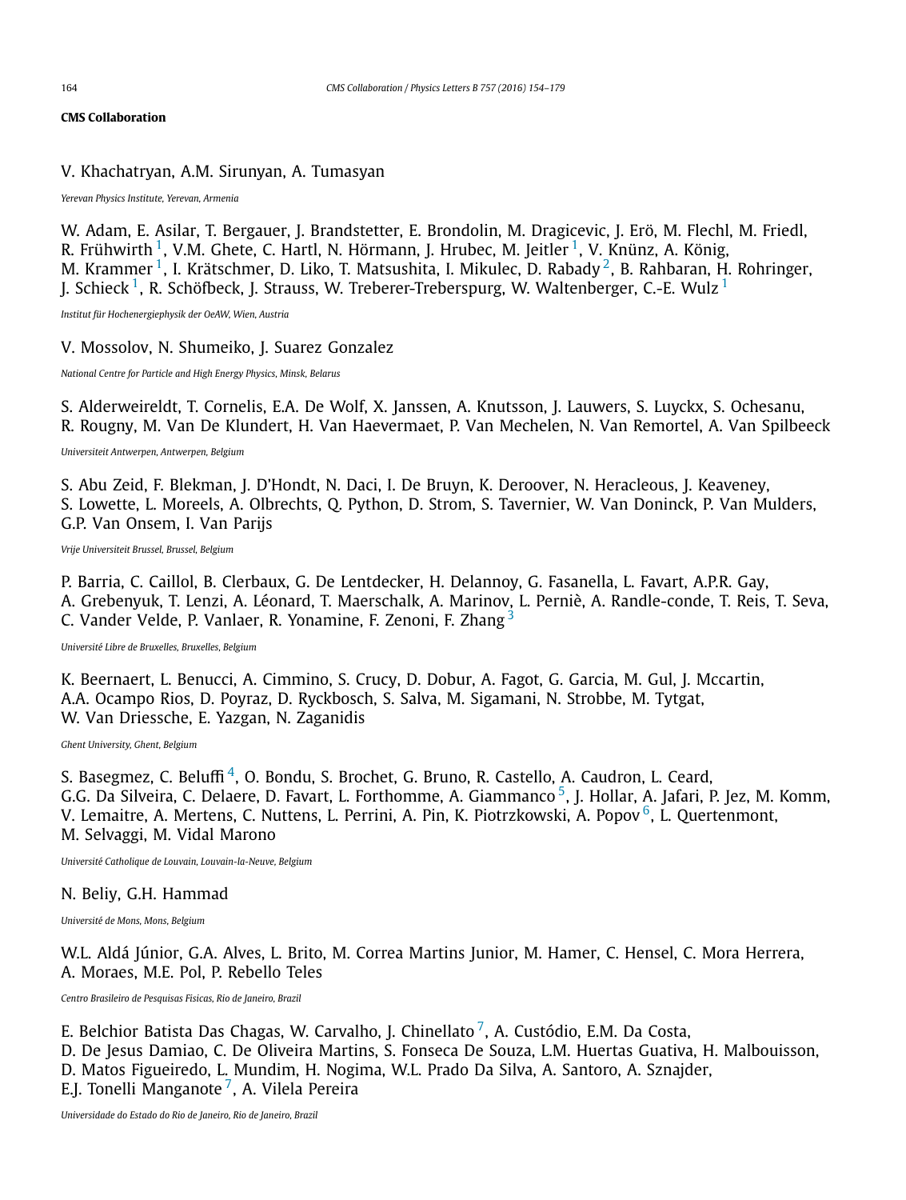**CMS Collaboration**

V. Khachatryan, A.M. Sirunyan, A. Tumasyan

*Yerevan Physics Institute, Yerevan, Armenia*

W. Adam, E. Asilar, T. Bergauer, J. Brandstetter, E. Brondolin, M. Dragicevic, J. Erö, M. Flechl, M. Friedl, R. Frühwirth [1], V.M. Ghete, C. Hartl, N. Hörmann, J. Hrubec, M. Jeitler [1], V. Knünz, A. König, M. Krammer [1], I. Krätschmer, D. Liko, T. Matsushita, I. Mikulec, D. Rabady [2], B. Rahbaran, H. Rohringer, J. Schieck [1], R. Schöfbeck, J. Strauss, W. Treberer-Treberspurg, W. Waltenberger, C.-E. Wulz [1]

*Institut für Hochenergiephysik der OeAW, Wien, Austria*

V. Mossolov, N. Shumeiko, J. Suarez Gonzalez

*National Centre for Particle and High Energy Physics, Minsk, Belarus*

S. Alderweireldt, T. Cornelis, E.A. De Wolf, X. Janssen, A. Knutsson, J. Lauwers, S. Luyckx, S. Ochesanu, R. Rougny, M. Van De Klundert, H. Van Haevermaet, P. Van Mechelen, N. Van Remortel, A. Van Spilbeeck

*Universiteit Antwerpen, Antwerpen, Belgium*

S. Abu Zeid, F. Blekman, J. D'Hondt, N. Daci, I. De Bruyn, K. Deroover, N. Heracleous, J. Keaveney, S. Lowette, L. Moreels, A. Olbrechts, Q. Python, D. Strom, S. Tavernier, W. Van Doninck, P. Van Mulders, G.P. Van Onsem, I. Van Parijs

*Vrije Universiteit Brussel, Brussel, Belgium*

P. Barria, C. Caillol, B. Clerbaux, G. De Lentdecker, H. Delannoy, G. Fasanella, L. Favart, A.P.R. Gay, A. Grebenyuk, T. Lenzi, A. Léonard, T. Maerschalk, A. Marinov, L. Perniè, A. Randle-conde, T. Reis, T. Seva, C. Vander Velde, P. Vanlaer, R. Yonamine, F. Zenoni, F. Zhang [3]

*Université Libre de Bruxelles, Bruxelles, Belgium*

K. Beernaert, L. Benucci, A. Cimmino, S. Crucy, D. Dobur, A. Fagot, G. Garcia, M. Gul, J. Mccartin, A.A. Ocampo Rios, D. Poyraz, D. Ryckbosch, S. Salva, M. Sigamani, N. Strobbe, M. Tytgat, W. Van Driessche, E. Yazgan, N. Zaganidis

*Ghent University, Ghent, Belgium*

S. Basegmez, C. Beluffi [4], O. Bondu, S. Brochet, G. Bruno, R. Castello, A. Caudron, L. Ceard, G.G. Da Silveira, C. Delaere, D. Favart, L. Forthomme, A. Giammanco [5], J. Hollar, A. Jafari, P. Jez, M. Komm, V. Lemaitre, A. Mertens, C. Nuttens, L. Perrini, A. Pin, K. Piotrzkowski, A. Popov [6], L. Quertenmont, M. Selvaggi, M. Vidal Marono

*Université Catholique de Louvain, Louvain-la-Neuve, Belgium*

N. Beliy, G.H. Hammad

*Université de Mons, Mons, Belgium*

W.L. Aldá Júnior, G.A. Alves, L. Brito, M. Correa Martins Junior, M. Hamer, C. Hensel, C. Mora Herrera, A. Moraes, M.E. Pol, P. Rebello Teles

*Centro Brasileiro de Pesquisas Fisicas, Rio de Janeiro, Brazil*

E. Belchior Batista Das Chagas, W. Carvalho, J. Chinellato [7], A. Custódio, E.M. Da Costa, D. De Jesus Damiao, C. De Oliveira Martins, S. Fonseca De Souza, L.M. Huertas Guativa, H. Malbouisson, D. Matos Figueiredo, L. Mundim, H. Nogima, W.L. Prado Da Silva, A. Santoro, A. Sznajder, E.J. Tonelli Manganote [7], A. Vilela Pereira

*Universidade do Estado do Rio de Janeiro, Rio de Janeiro, Brazil*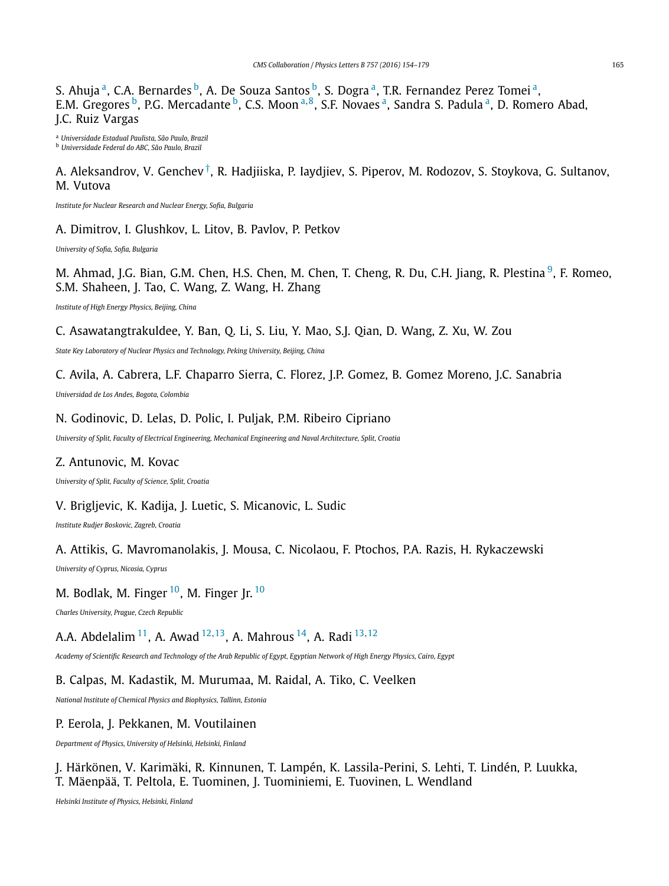S. Ahuja [a], C.A. Bernardes [b], A. De Souza Santos [b], S. Dogra [a], T.R. Fernandez Perez Tomei [a], E.M. Gregores [b], P.G. Mercadante [b], C.S. Moon [a,8], S.F. Novaes [a], Sandra S. Padula [a], D. Romero Abad, J.C. Ruiz Vargas

[a] *Universidade Estadual Paulista, São Paulo, Brazil*
[b] *Universidade Federal do ABC, São Paulo, Brazil*

A. Aleksandrov, V. Genchev [†], R. Hadjiiska, P. Iaydjiev, S. Piperov, M. Rodozov, S. Stoykova, G. Sultanov, M. Vutova

*Institute for Nuclear Research and Nuclear Energy, Sofia, Bulgaria*

A. Dimitrov, I. Glushkov, L. Litov, B. Pavlov, P. Petkov

*University of Sofia, Sofia, Bulgaria*

M. Ahmad, J.G. Bian, G.M. Chen, H.S. Chen, M. Chen, T. Cheng, R. Du, C.H. Jiang, R. Plestina [9], F. Romeo, S.M. Shaheen, J. Tao, C. Wang, Z. Wang, H. Zhang

*Institute of High Energy Physics, Beijing, China*

C. Asawatangtrakuldee, Y. Ban, Q. Li, S. Liu, Y. Mao, S.J. Qian, D. Wang, Z. Xu, W. Zou

*State Key Laboratory of Nuclear Physics and Technology, Peking University, Beijing, China*

C. Avila, A. Cabrera, L.F. Chaparro Sierra, C. Florez, J.P. Gomez, B. Gomez Moreno, J.C. Sanabria

*Universidad de Los Andes, Bogota, Colombia*

N. Godinovic, D. Lelas, D. Polic, I. Puljak, P.M. Ribeiro Cipriano

*University of Split, Faculty of Electrical Engineering, Mechanical Engineering and Naval Architecture, Split, Croatia*

Z. Antunovic, M. Kovac

*University of Split, Faculty of Science, Split, Croatia*

V. Brigljevic, K. Kadija, J. Luetic, S. Micanovic, L. Sudic

*Institute Rudjer Boskovic, Zagreb, Croatia*

A. Attikis, G. Mavromanolakis, J. Mousa, C. Nicolaou, F. Ptochos, P.A. Razis, H. Rykaczewski

*University of Cyprus, Nicosia, Cyprus*

M. Bodlak, M. Finger [10], M. Finger Jr. [10]

*Charles University, Prague, Czech Republic*

A.A. Abdelalim [11], A. Awad [12,13], A. Mahrous [14], A. Radi [13,12]

*Academy of Scientific Research and Technology of the Arab Republic of Egypt, Egyptian Network of High Energy Physics, Cairo, Egypt*

B. Calpas, M. Kadastik, M. Murumaa, M. Raidal, A. Tiko, C. Veelken

*National Institute of Chemical Physics and Biophysics, Tallinn, Estonia*

P. Eerola, J. Pekkanen, M. Voutilainen

*Department of Physics, University of Helsinki, Helsinki, Finland*

J. Härkönen, V. Karimäki, R. Kinnunen, T. Lampén, K. Lassila-Perini, S. Lehti, T. Lindén, P. Luukka, T. Mäenpää, T. Peltola, E. Tuominen, J. Tuominiemi, E. Tuovinen, L. Wendland

*Helsinki Institute of Physics, Helsinki, Finland*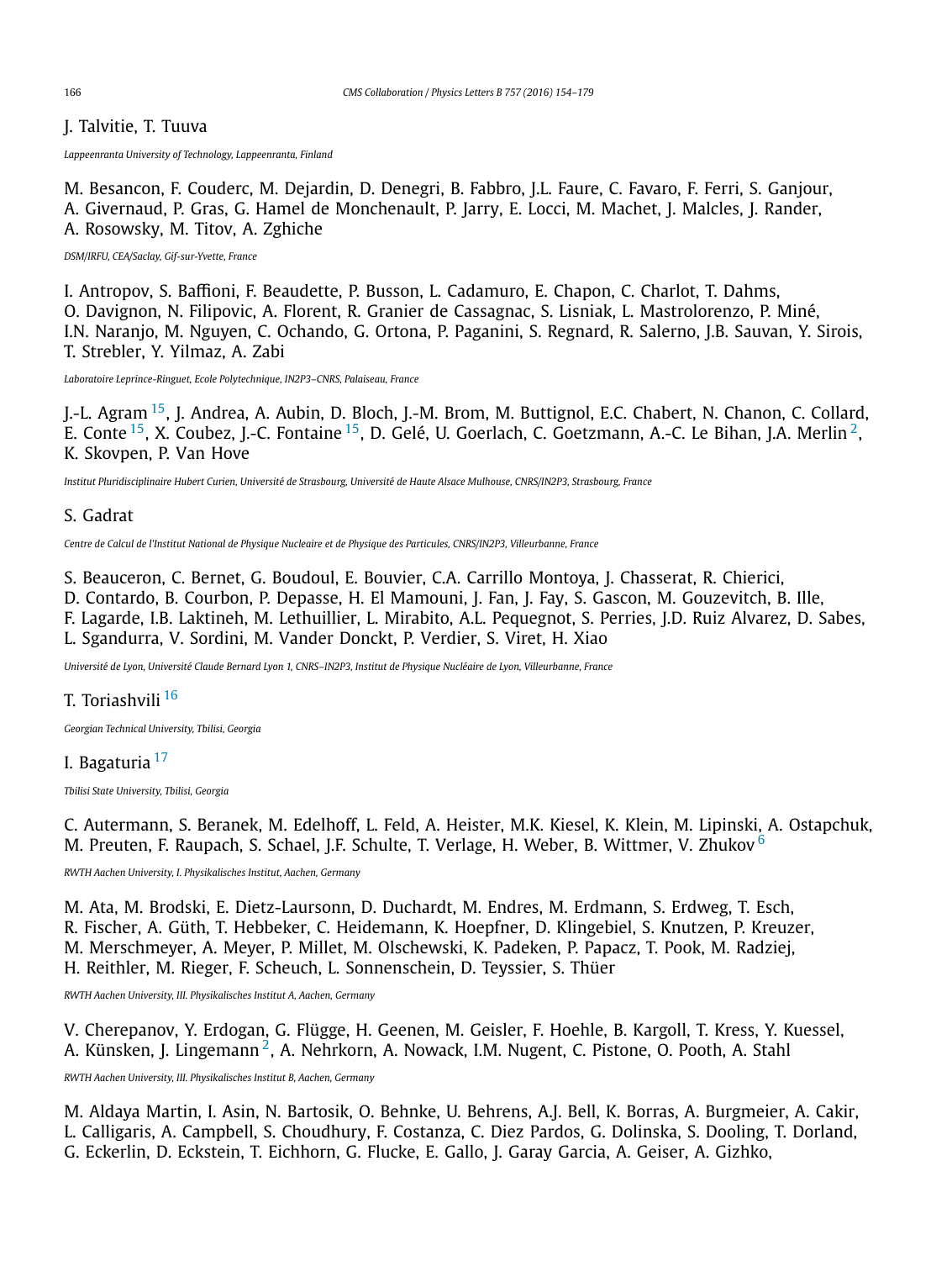J. Talvitie, T. Tuuva

*Lappeenranta University of Technology, Lappeenranta, Finland*

M. Besancon, F. Couderc, M. Dejardin, D. Denegri, B. Fabbro, J.L. Faure, C. Favaro, F. Ferri, S. Ganjour, A. Givernaud, P. Gras, G. Hamel de Monchenault, P. Jarry, E. Locci, M. Machet, J. Malcles, J. Rander, A. Rosowsky, M. Titov, A. Zghiche

*DSM/IRFU, CEA/Saclay, Gif-sur-Yvette, France*

I. Antropov, S. Baffioni, F. Beaudette, P. Busson, L. Cadamuro, E. Chapon, C. Charlot, T. Dahms, O. Davignon, N. Filipovic, A. Florent, R. Granier de Cassagnac, S. Lisniak, L. Mastrolorenzo, P. Miné, I.N. Naranjo, M. Nguyen, C. Ochando, G. Ortona, P. Paganini, S. Regnard, R. Salerno, J.B. Sauvan, Y. Sirois, T. Strebler, Y. Yilmaz, A. Zabi

*Laboratoire Leprince-Ringuet, Ecole Polytechnique, IN2P3–CNRS, Palaiseau, France*

J.-L. Agram [15], J. Andrea, A. Aubin, D. Bloch, J.-M. Brom, M. Buttignol, E.C. Chabert, N. Chanon, C. Collard, E. Conte [15], X. Coubez, J.-C. Fontaine [15], D. Gelé, U. Goerlach, C. Goetzmann, A.-C. Le Bihan, J.A. Merlin [2], K. Skovpen, P. Van Hove

*Institut Pluridisciplinaire Hubert Curien, Université de Strasbourg, Université de Haute Alsace Mulhouse, CNRS/IN2P3, Strasbourg, France*

S. Gadrat

*Centre de Calcul de l'Institut National de Physique Nucleaire et de Physique des Particules, CNRS/IN2P3, Villeurbanne, France*

S. Beauceron, C. Bernet, G. Boudoul, E. Bouvier, C.A. Carrillo Montoya, J. Chasserat, R. Chierici, D. Contardo, B. Courbon, P. Depasse, H. El Mamouni, J. Fan, J. Fay, S. Gascon, M. Gouzevitch, B. Ille, F. Lagarde, I.B. Laktineh, M. Lethuillier, L. Mirabito, A.L. Pequegnot, S. Perries, J.D. Ruiz Alvarez, D. Sabes, L. Sgandurra, V. Sordini, M. Vander Donckt, P. Verdier, S. Viret, H. Xiao

*Université de Lyon, Université Claude Bernard Lyon 1, CNRS–IN2P3, Institut de Physique Nucléaire de Lyon, Villeurbanne, France*

T. Toriashvili [16]

*Georgian Technical University, Tbilisi, Georgia*

I. Bagaturia [17]

*Tbilisi State University, Tbilisi, Georgia*

C. Autermann, S. Beranek, M. Edelhoff, L. Feld, A. Heister, M.K. Kiesel, K. Klein, M. Lipinski, A. Ostapchuk, M. Preuten, F. Raupach, S. Schael, J.F. Schulte, T. Verlage, H. Weber, B. Wittmer, V. Zhukov [6]

*RWTH Aachen University, I. Physikalisches Institut, Aachen, Germany*

M. Ata, M. Brodski, E. Dietz-Laursonn, D. Duchardt, M. Endres, M. Erdmann, S. Erdweg, T. Esch, R. Fischer, A. Güth, T. Hebbeker, C. Heidemann, K. Hoepfner, D. Klingebiel, S. Knutzen, P. Kreuzer, M. Merschmeyer, A. Meyer, P. Millet, M. Olschewski, K. Padeken, P. Papacz, T. Pook, M. Radziej, H. Reithler, M. Rieger, F. Scheuch, L. Sonnenschein, D. Teyssier, S. Thüer

*RWTH Aachen University, III. Physikalisches Institut A, Aachen, Germany*

V. Cherepanov, Y. Erdogan, G. Flügge, H. Geenen, M. Geisler, F. Hoehle, B. Kargoll, T. Kress, Y. Kuessel, A. Künsken, J. Lingemann [2], A. Nehrkorn, A. Nowack, I.M. Nugent, C. Pistone, O. Pooth, A. Stahl

*RWTH Aachen University, III. Physikalisches Institut B, Aachen, Germany*

M. Aldaya Martin, I. Asin, N. Bartosik, O. Behnke, U. Behrens, A.J. Bell, K. Borras, A. Burgmeier, A. Cakir, L. Calligaris, A. Campbell, S. Choudhury, F. Costanza, C. Diez Pardos, G. Dolinska, S. Dooling, T. Dorland, G. Eckerlin, D. Eckstein, T. Eichhorn, G. Flucke, E. Gallo, J. Garay Garcia, A. Geiser, A. Gizhko,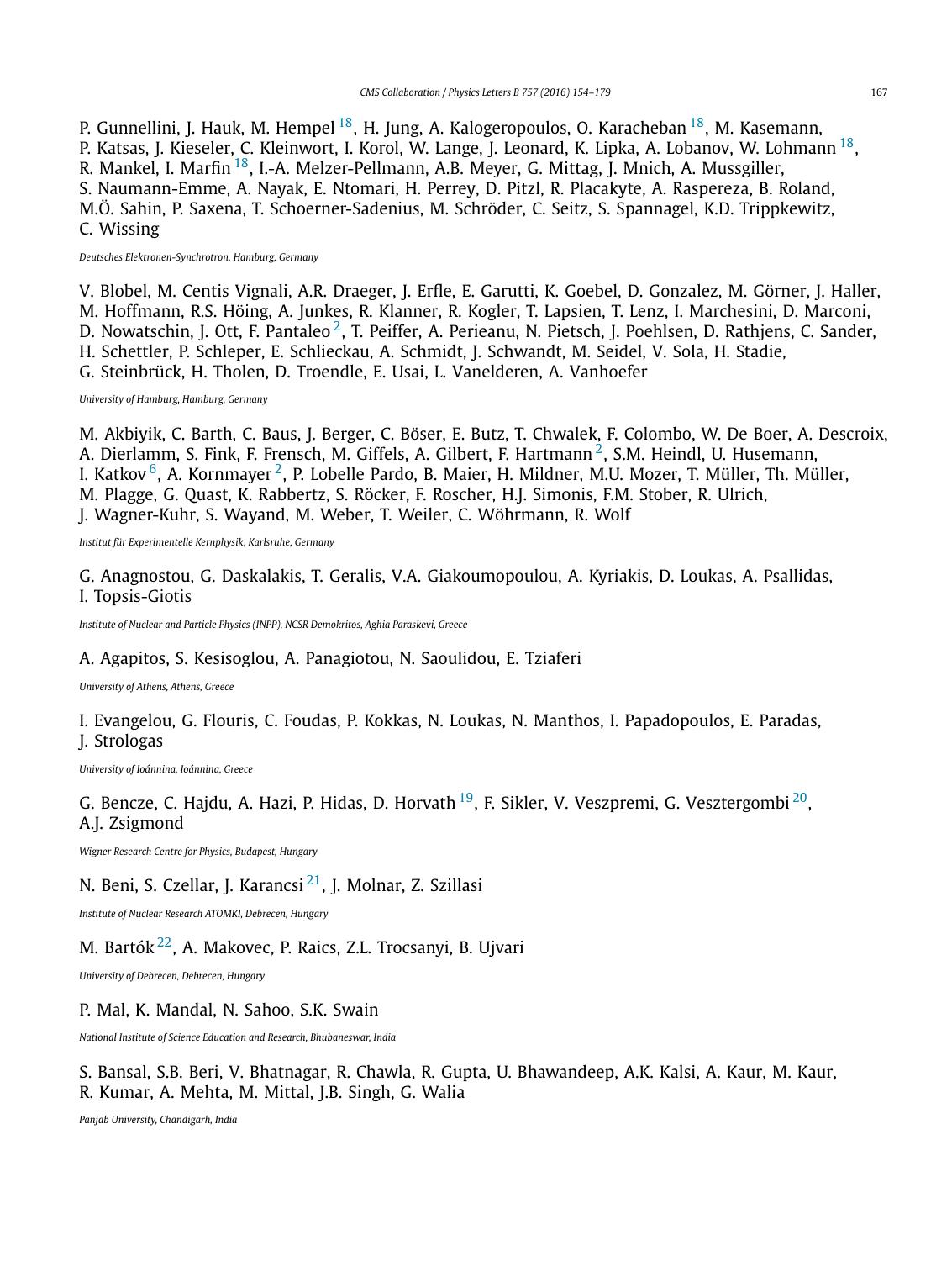P. Gunnellini, J. Hauk, M. Hempel [18], H. Jung, A. Kalogeropoulos, O. Karacheban [18], M. Kasemann, P. Katsas, J. Kieseler, C. Kleinwort, I. Korol, W. Lange, J. Leonard, K. Lipka, A. Lobanov, W. Lohmann [18], R. Mankel, I. Marfin [18], I.-A. Melzer-Pellmann, A.B. Meyer, G. Mittag, J. Mnich, A. Mussgiller, S. Naumann-Emme, A. Nayak, E. Ntomari, H. Perrey, D. Pitzl, R. Placakyte, A. Raspereza, B. Roland, M.Ö. Sahin, P. Saxena, T. Schoerner-Sadenius, M. Schröder, C. Seitz, S. Spannagel, K.D. Trippkewitz, C. Wissing

*Deutsches Elektronen-Synchrotron, Hamburg, Germany*

V. Blobel, M. Centis Vignali, A.R. Draeger, J. Erfle, E. Garutti, K. Goebel, D. Gonzalez, M. Görner, J. Haller, M. Hoffmann, R.S. Höing, A. Junkes, R. Klanner, R. Kogler, T. Lapsien, T. Lenz, I. Marchesini, D. Marconi, D. Nowatschin, J. Ott, F. Pantaleo [2], T. Peiffer, A. Perieanu, N. Pietsch, J. Poehlsen, D. Rathjens, C. Sander, H. Schettler, P. Schleper, E. Schlieckau, A. Schmidt, J. Schwandt, M. Seidel, V. Sola, H. Stadie, G. Steinbrück, H. Tholen, D. Troendle, E. Usai, L. Vanelderen, A. Vanhoefer

*University of Hamburg, Hamburg, Germany*

M. Akbiyik, C. Barth, C. Baus, J. Berger, C. Böser, E. Butz, T. Chwalek, F. Colombo, W. De Boer, A. Descroix, A. Dierlamm, S. Fink, F. Frensch, M. Giffels, A. Gilbert, F. Hartmann [2], S.M. Heindl, U. Husemann, I. Katkov [6], A. Kornmayer [2], P. Lobelle Pardo, B. Maier, H. Mildner, M.U. Mozer, T. Müller, Th. Müller, M. Plagge, G. Quast, K. Rabbertz, S. Röcker, F. Roscher, H.J. Simonis, F.M. Stober, R. Ulrich, J. Wagner-Kuhr, S. Wayand, M. Weber, T. Weiler, C. Wöhrmann, R. Wolf

*Institut für Experimentelle Kernphysik, Karlsruhe, Germany*

G. Anagnostou, G. Daskalakis, T. Geralis, V.A. Giakoumopoulou, A. Kyriakis, D. Loukas, A. Psallidas, I. Topsis-Giotis

*Institute of Nuclear and Particle Physics (INPP), NCSR Demokritos, Aghia Paraskevi, Greece*

A. Agapitos, S. Kesisoglou, A. Panagiotou, N. Saoulidou, E. Tziaferi

*University of Athens, Athens, Greece*

I. Evangelou, G. Flouris, C. Foudas, P. Kokkas, N. Loukas, N. Manthos, I. Papadopoulos, E. Paradas, J. Strologas

*University of Ioánnina, Ioánnina, Greece*

G. Bencze, C. Hajdu, A. Hazi, P. Hidas, D. Horvath [19], F. Sikler, V. Veszpremi, G. Vesztergombi [20], A.J. Zsigmond

*Wigner Research Centre for Physics, Budapest, Hungary*

N. Beni, S. Czellar, J. Karancsi [21], J. Molnar, Z. Szillasi

*Institute of Nuclear Research ATOMKI, Debrecen, Hungary*

M. Bartók [22], A. Makovec, P. Raics, Z.L. Trocsanyi, B. Ujvari

*University of Debrecen, Debrecen, Hungary*

P. Mal, K. Mandal, N. Sahoo, S.K. Swain

*National Institute of Science Education and Research, Bhubaneswar, India*

S. Bansal, S.B. Beri, V. Bhatnagar, R. Chawla, R. Gupta, U. Bhawandeep, A.K. Kalsi, A. Kaur, M. Kaur, R. Kumar, A. Mehta, M. Mittal, J.B. Singh, G. Walia

*Panjab University, Chandigarh, India*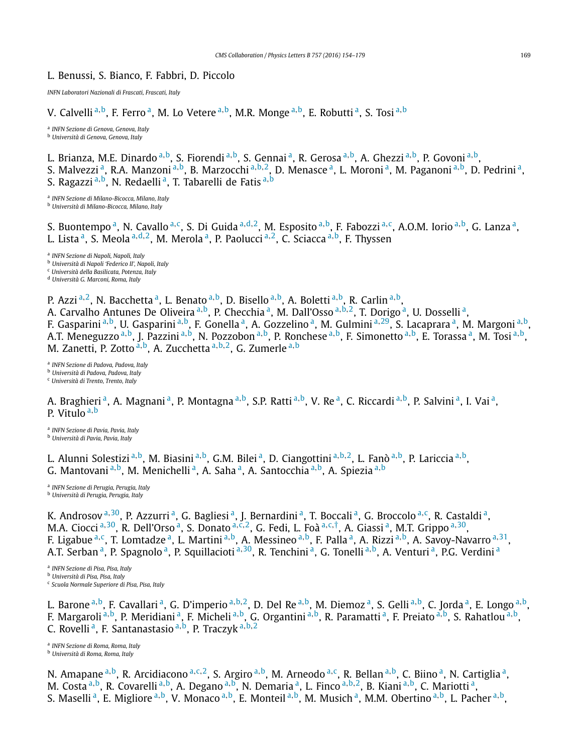L. Benussi, S. Bianco, F. Fabbri, D. Piccolo

*INFN Laboratori Nazionali di Frascati, Frascati, Italy*

V. Calvelli [a,b], F. Ferro [a], M. Lo Vetere [a,b], M.R. Monge [a,b], E. Robutti [a], S. Tosi [a,b]

[a] *INFN Sezione di Genova, Genova, Italy*
[b] *Università di Genova, Genova, Italy*

L. Brianza, M.E. Dinardo [a,b], S. Fiorendi [a,b], S. Gennai [a], R. Gerosa [a,b], A. Ghezzi [a,b], P. Govoni [a,b], S. Malvezzi [a], R.A. Manzoni [a,b], B. Marzocchi [a,b,2], D. Menasce [a], L. Moroni [a], M. Paganoni [a,b], D. Pedrini [a], S. Ragazzi [a,b], N. Redaelli [a], T. Tabarelli de Fatis [a,b]

[a] *INFN Sezione di Milano-Bicocca, Milano, Italy*
[b] *Università di Milano-Bicocca, Milano, Italy*

S. Buontempo [a], N. Cavallo [a,c], S. Di Guida [a,d,2], M. Esposito [a,b], F. Fabozzi [a,c], A.O.M. Iorio [a,b], G. Lanza [a], L. Lista [a], S. Meola [a,d,2], M. Merola [a], P. Paolucci [a,2], C. Sciacca [a,b], F. Thyssen

[a] *INFN Sezione di Napoli, Napoli, Italy*
[b] *Università di Napoli 'Federico II', Napoli, Italy*
[c] *Università della Basilicata, Potenza, Italy*
[d] *Università G. Marconi, Roma, Italy*

P. Azzi [a,2], N. Bacchetta [a], L. Benato [a,b], D. Bisello [a,b], A. Boletti [a,b], R. Carlin [a,b], A. Carvalho Antunes De Oliveira [a,b], P. Checchia [a], M. Dall'Osso [a,b,2], T. Dorigo [a], U. Dosselli [a], F. Gasparini [a,b], U. Gasparini [a,b], F. Gonella [a], A. Gozzelino [a], M. Gulmini [a,29], S. Lacaprara [a], M. Margoni [a,b], A.T. Meneguzzo [a,b], J. Pazzini [a,b], N. Pozzobon [a,b], P. Ronchese [a,b], F. Simonetto [a,b], E. Torassa [a], M. Tosi [a,b], M. Zanetti, P. Zotto [a,b], A. Zucchetta [a,b,2], G. Zumerle [a,b]

[a] *INFN Sezione di Padova, Padova, Italy*
[b] *Università di Padova, Padova, Italy*
[c] *Università di Trento, Trento, Italy*

A. Braghieri [a], A. Magnani [a], P. Montagna [a,b], S.P. Ratti [a,b], V. Re [a], C. Riccardi [a,b], P. Salvini [a], I. Vai [a], P. Vitulo [a,b]

[a] *INFN Sezione di Pavia, Pavia, Italy*
[b] *Università di Pavia, Pavia, Italy*

L. Alunni Solestizi [a,b], M. Biasini [a,b], G.M. Bilei [a], D. Ciangottini [a,b,2], L. Fanò [a,b], P. Lariccia [a,b], G. Mantovani [a,b], M. Menichelli [a], A. Saha [a], A. Santocchia [a,b], A. Spiezia [a,b]

[a] *INFN Sezione di Perugia, Perugia, Italy*
[b] *Università di Perugia, Perugia, Italy*

K. Androsov [a,30], P. Azzurri [a], G. Bagliesi [a], J. Bernardini [a], T. Boccali [a], G. Broccolo [a,c], R. Castaldi [a], M.A. Ciocci [a,30], R. Dell'Orso [a], S. Donato [a,c,2], G. Fedi, L. Foà [a,c,†], A. Giassi [a], M.T. Grippo [a,30], F. Ligabue [a,c], T. Lomtadze [a], L. Martini [a,b], A. Messineo [a,b], F. Palla [a], A. Rizzi [a,b], A. Savoy-Navarro [a,31], A.T. Serban [a], P. Spagnolo [a], P. Squillacioti [a,30], R. Tenchini [a], G. Tonelli [a,b], A. Venturi [a], P.G. Verdini [a]

[a] *INFN Sezione di Pisa, Pisa, Italy*
[b] *Università di Pisa, Pisa, Italy*
[c] *Scuola Normale Superiore di Pisa, Pisa, Italy*

L. Barone [a,b], F. Cavallari [a], G. D'imperio [a,b,2], D. Del Re [a,b], M. Diemoz [a], S. Gelli [a,b], C. Jorda [a], E. Longo [a,b], F. Margaroli [a,b], P. Meridiani [a], F. Micheli [a,b], G. Organtini [a,b], R. Paramatti [a], F. Preiato [a,b], S. Rahatlou [a,b], C. Rovelli [a], F. Santanastasio [a,b], P. Traczyk [a,b,2]

[a] *INFN Sezione di Roma, Roma, Italy*
[b] *Università di Roma, Roma, Italy*

N. Amapane [a,b], R. Arcidiacono [a,c,2], S. Argiro [a,b], M. Arneodo [a,c], R. Bellan [a,b], C. Biino [a], N. Cartiglia [a], M. Costa [a,b], R. Covarelli [a,b], A. Degano [a,b], N. Demaria [a], L. Finco [a,b,2], B. Kiani [a,b], C. Mariotti [a], S. Maselli [a], E. Migliore [a,b], V. Monaco [a,b], E. Monteil [a,b], M. Musich [a], M.M. Obertino [a,b], L. Pacher [a,b],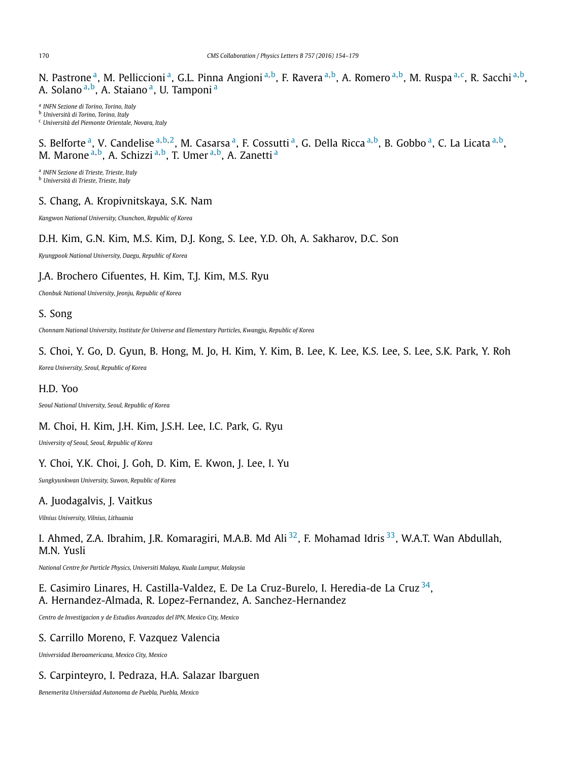N. Pastrone [a], M. Pelliccioni [a], G.L. Pinna Angioni [a,b], F. Ravera [a,b], A. Romero [a,b], M. Ruspa [a,c], R. Sacchi [a,b], A. Solano [a,b], A. Staiano [a], U. Tamponi [a]

[a] *INFN Sezione di Torino, Torino, Italy*
[b] *Università di Torino, Torino, Italy*
[c] *Università del Piemonte Orientale, Novara, Italy*

S. Belforte [a], V. Candelise [a,b,2], M. Casarsa [a], F. Cossutti [a], G. Della Ricca [a,b], B. Gobbo [a], C. La Licata [a,b], M. Marone [a,b], A. Schizzi [a,b], T. Umer [a,b], A. Zanetti [a]

[a] *INFN Sezione di Trieste, Trieste, Italy*
[b] *Università di Trieste, Trieste, Italy*

S. Chang, A. Kropivnitskaya, S.K. Nam

*Kangwon National University, Chunchon, Republic of Korea*

D.H. Kim, G.N. Kim, M.S. Kim, D.J. Kong, S. Lee, Y.D. Oh, A. Sakharov, D.C. Son

*Kyungpook National University, Daegu, Republic of Korea*

J.A. Brochero Cifuentes, H. Kim, T.J. Kim, M.S. Ryu

*Chonbuk National University, Jeonju, Republic of Korea*

S. Song

*Chonnam National University, Institute for Universe and Elementary Particles, Kwangju, Republic of Korea*

S. Choi, Y. Go, D. Gyun, B. Hong, M. Jo, H. Kim, Y. Kim, B. Lee, K. Lee, K.S. Lee, S. Lee, S.K. Park, Y. Roh

*Korea University, Seoul, Republic of Korea*

H.D. Yoo

*Seoul National University, Seoul, Republic of Korea*

M. Choi, H. Kim, J.H. Kim, J.S.H. Lee, I.C. Park, G. Ryu

*University of Seoul, Seoul, Republic of Korea*

Y. Choi, Y.K. Choi, J. Goh, D. Kim, E. Kwon, J. Lee, I. Yu

*Sungkyunkwan University, Suwon, Republic of Korea*

A. Juodagalvis, J. Vaitkus

*Vilnius University, Vilnius, Lithuania*

I. Ahmed, Z.A. Ibrahim, J.R. Komaragiri, M.A.B. Md Ali [32], F. Mohamad Idris [33], W.A.T. Wan Abdullah, M.N. Yusli

*National Centre for Particle Physics, Universiti Malaya, Kuala Lumpur, Malaysia*

E. Casimiro Linares, H. Castilla-Valdez, E. De La Cruz-Burelo, I. Heredia-de La Cruz [34], A. Hernandez-Almada, R. Lopez-Fernandez, A. Sanchez-Hernandez

*Centro de Investigacion y de Estudios Avanzados del IPN, Mexico City, Mexico*

S. Carrillo Moreno, F. Vazquez Valencia

*Universidad Iberoamericana, Mexico City, Mexico*

S. Carpinteyro, I. Pedraza, H.A. Salazar Ibarguen

*Benemerita Universidad Autonoma de Puebla, Puebla, Mexico*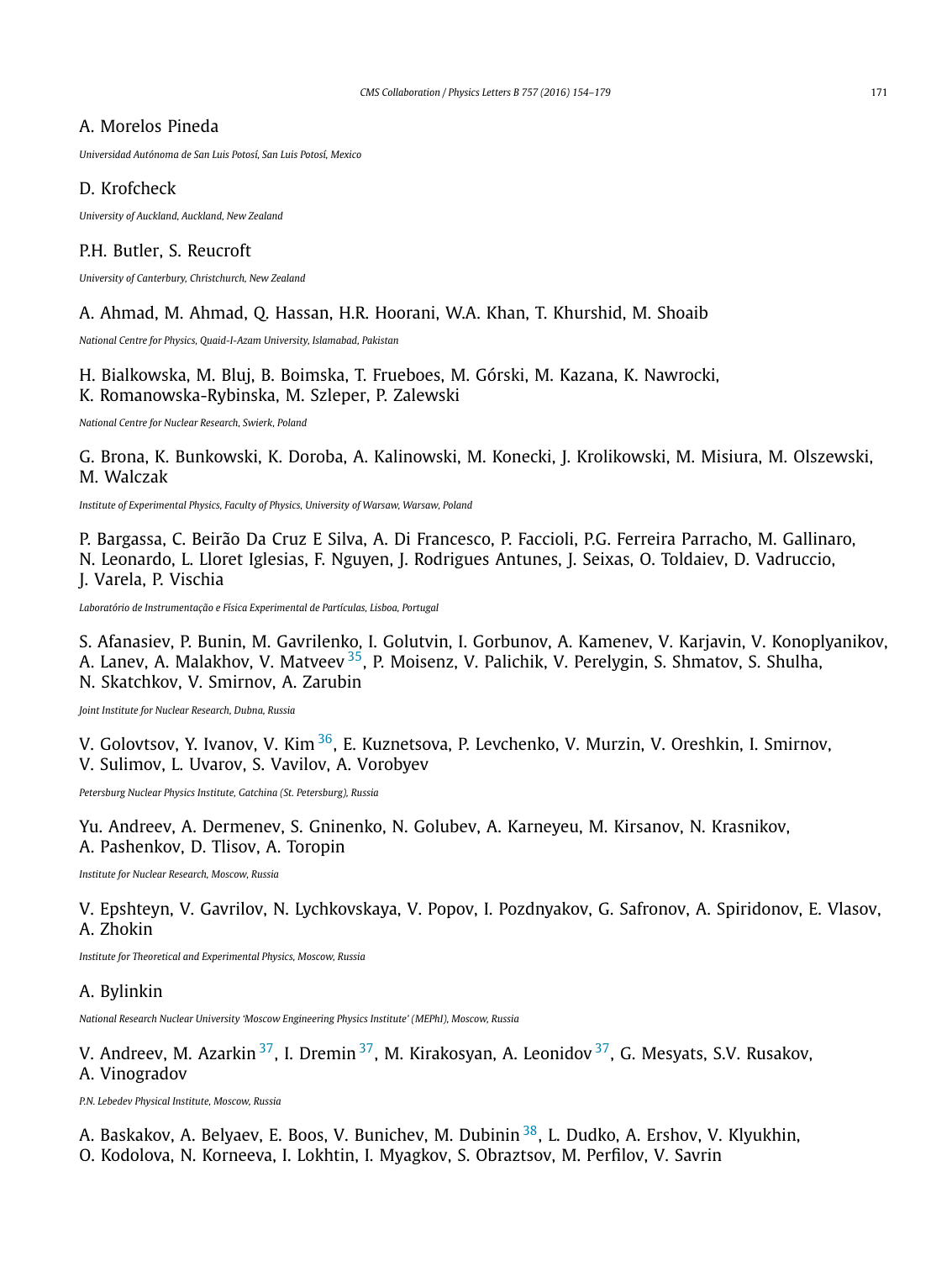A. Morelos Pineda

*Universidad Autónoma de San Luis Potosí, San Luis Potosí, Mexico*

D. Krofcheck

*University of Auckland, Auckland, New Zealand*

P.H. Butler, S. Reucroft

*University of Canterbury, Christchurch, New Zealand*

A. Ahmad, M. Ahmad, Q. Hassan, H.R. Hoorani, W.A. Khan, T. Khurshid, M. Shoaib

*National Centre for Physics, Quaid-I-Azam University, Islamabad, Pakistan*

H. Bialkowska, M. Bluj, B. Boimska, T. Frueboes, M. Górski, M. Kazana, K. Nawrocki, K. Romanowska-Rybinska, M. Szleper, P. Zalewski

*National Centre for Nuclear Research, Swierk, Poland*

G. Brona, K. Bunkowski, K. Doroba, A. Kalinowski, M. Konecki, J. Krolikowski, M. Misiura, M. Olszewski, M. Walczak

*Institute of Experimental Physics, Faculty of Physics, University of Warsaw, Warsaw, Poland*

P. Bargassa, C. Beirão Da Cruz E Silva, A. Di Francesco, P. Faccioli, P.G. Ferreira Parracho, M. Gallinaro, N. Leonardo, L. Lloret Iglesias, F. Nguyen, J. Rodrigues Antunes, J. Seixas, O. Toldaiev, D. Vadruccio, J. Varela, P. Vischia

*Laboratório de Instrumentação e Física Experimental de Partículas, Lisboa, Portugal*

S. Afanasiev, P. Bunin, M. Gavrilenko, I. Golutvin, I. Gorbunov, A. Kamenev, V. Karjavin, V. Konoplyanikov, A. Lanev, A. Malakhov, V. Matveev [35], P. Moisenz, V. Palichik, V. Perelygin, S. Shmatov, S. Shulha, N. Skatchkov, V. Smirnov, A. Zarubin

*Joint Institute for Nuclear Research, Dubna, Russia*

V. Golovtsov, Y. Ivanov, V. Kim [36], E. Kuznetsova, P. Levchenko, V. Murzin, V. Oreshkin, I. Smirnov, V. Sulimov, L. Uvarov, S. Vavilov, A. Vorobyev

*Petersburg Nuclear Physics Institute, Gatchina (St. Petersburg), Russia*

Yu. Andreev, A. Dermenev, S. Gninenko, N. Golubev, A. Karneyeu, M. Kirsanov, N. Krasnikov, A. Pashenkov, D. Tlisov, A. Toropin

*Institute for Nuclear Research, Moscow, Russia*

V. Epshteyn, V. Gavrilov, N. Lychkovskaya, V. Popov, I. Pozdnyakov, G. Safronov, A. Spiridonov, E. Vlasov, A. Zhokin

*Institute for Theoretical and Experimental Physics, Moscow, Russia*

A. Bylinkin

*National Research Nuclear University 'Moscow Engineering Physics Institute' (MEPhI), Moscow, Russia*

V. Andreev, M. Azarkin [37], I. Dremin [37], M. Kirakosyan, A. Leonidov [37], G. Mesyats, S.V. Rusakov, A. Vinogradov

*P.N. Lebedev Physical Institute, Moscow, Russia*

A. Baskakov, A. Belyaev, E. Boos, V. Bunichev, M. Dubinin [38], L. Dudko, A. Ershov, V. Klyukhin, O. Kodolova, N. Korneeva, I. Lokhtin, I. Myagkov, S. Obraztsov, M. Perfilov, V. Savrin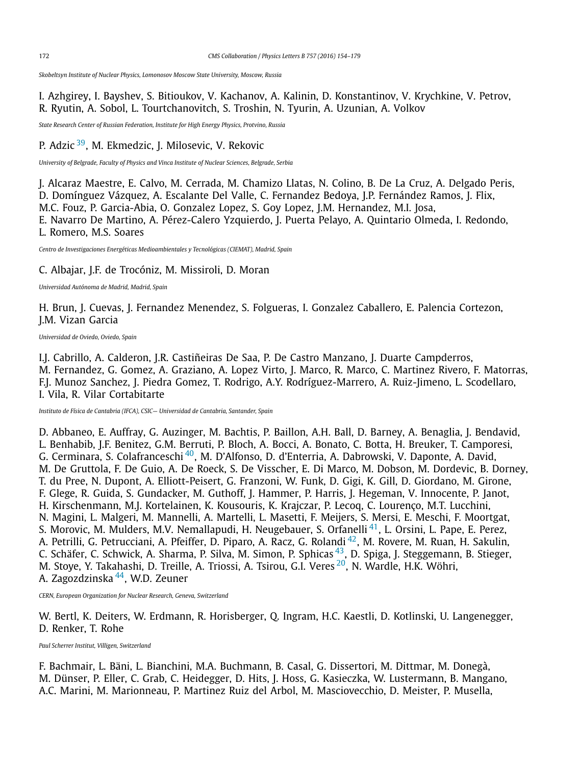*Skobeltsyn Institute of Nuclear Physics, Lomonosov Moscow State University, Moscow, Russia*

I. Azhgirey, I. Bayshev, S. Bitioukov, V. Kachanov, A. Kalinin, D. Konstantinov, V. Krychkine, V. Petrov, R. Ryutin, A. Sobol, L. Tourtchanovitch, S. Troshin, N. Tyurin, A. Uzunian, A. Volkov

*State Research Center of Russian Federation, Institute for High Energy Physics, Protvino, Russia*

P. Adzic [39], M. Ekmedzic, J. Milosevic, V. Rekovic

*University of Belgrade, Faculty of Physics and Vinca Institute of Nuclear Sciences, Belgrade, Serbia*

J. Alcaraz Maestre, E. Calvo, M. Cerrada, M. Chamizo Llatas, N. Colino, B. De La Cruz, A. Delgado Peris, D. Domínguez Vázquez, A. Escalante Del Valle, C. Fernandez Bedoya, J.P. Fernández Ramos, J. Flix, M.C. Fouz, P. Garcia-Abia, O. Gonzalez Lopez, S. Goy Lopez, J.M. Hernandez, M.I. Josa, E. Navarro De Martino, A. Pérez-Calero Yzquierdo, J. Puerta Pelayo, A. Quintario Olmeda, I. Redondo, L. Romero, M.S. Soares

*Centro de Investigaciones Energéticas Medioambientales y Tecnológicas (CIEMAT), Madrid, Spain*

C. Albajar, J.F. de Trocóniz, M. Missiroli, D. Moran

*Universidad Autónoma de Madrid, Madrid, Spain*

H. Brun, J. Cuevas, J. Fernandez Menendez, S. Folgueras, I. Gonzalez Caballero, E. Palencia Cortezon, J.M. Vizan Garcia

*Universidad de Oviedo, Oviedo, Spain*

I.J. Cabrillo, A. Calderon, J.R. Castiñeiras De Saa, P. De Castro Manzano, J. Duarte Campderros, M. Fernandez, G. Gomez, A. Graziano, A. Lopez Virto, J. Marco, R. Marco, C. Martinez Rivero, F. Matorras, F.J. Munoz Sanchez, J. Piedra Gomez, T. Rodrigo, A.Y. Rodríguez-Marrero, A. Ruiz-Jimeno, L. Scodellaro, I. Vila, R. Vilar Cortabitarte

*Instituto de Física de Cantabria (IFCA), CSIC– Universidad de Cantabria, Santander, Spain*

D. Abbaneo, E. Auffray, G. Auzinger, M. Bachtis, P. Baillon, A.H. Ball, D. Barney, A. Benaglia, J. Bendavid, L. Benhabib, J.F. Benitez, G.M. Berruti, P. Bloch, A. Bocci, A. Bonato, C. Botta, H. Breuker, T. Camporesi, G. Cerminara, S. Colafranceschi [40], M. D'Alfonso, D. d'Enterria, A. Dabrowski, V. Daponte, A. David, M. De Gruttola, F. De Guio, A. De Roeck, S. De Visscher, E. Di Marco, M. Dobson, M. Dordevic, B. Dorney, T. du Pree, N. Dupont, A. Elliott-Peisert, G. Franzoni, W. Funk, D. Gigi, K. Gill, D. Giordano, M. Girone, F. Glege, R. Guida, S. Gundacker, M. Guthoff, J. Hammer, P. Harris, J. Hegeman, V. Innocente, P. Janot, H. Kirschenmann, M.J. Kortelainen, K. Kousouris, K. Krajczar, P. Lecoq, C. Lourenço, M.T. Lucchini, N. Magini, L. Malgeri, M. Mannelli, A. Martelli, L. Masetti, F. Meijers, S. Mersi, E. Meschi, F. Moortgat, S. Morovic, M. Mulders, M.V. Nemallapudi, H. Neugebauer, S. Orfanelli [41], L. Orsini, L. Pape, E. Perez, A. Petrilli, G. Petrucciani, A. Pfeiffer, D. Piparo, A. Racz, G. Rolandi [42], M. Rovere, M. Ruan, H. Sakulin, C. Schäfer, C. Schwick, A. Sharma, P. Silva, M. Simon, P. Sphicas [43], D. Spiga, J. Steggemann, B. Stieger, M. Stoye, Y. Takahashi, D. Treille, A. Triossi, A. Tsirou, G.I. Veres [20], N. Wardle, H.K. Wöhri, A. Zagozdzinska [44], W.D. Zeuner

*CERN, European Organization for Nuclear Research, Geneva, Switzerland*

W. Bertl, K. Deiters, W. Erdmann, R. Horisberger, Q. Ingram, H.C. Kaestli, D. Kotlinski, U. Langenegger, D. Renker, T. Rohe

*Paul Scherrer Institut, Villigen, Switzerland*

F. Bachmair, L. Bäni, L. Bianchini, M.A. Buchmann, B. Casal, G. Dissertori, M. Dittmar, M. Donegà, M. Dünser, P. Eller, C. Grab, C. Heidegger, D. Hits, J. Hoss, G. Kasieczka, W. Lustermann, B. Mangano, A.C. Marini, M. Marionneau, P. Martinez Ruiz del Arbol, M. Masciovecchio, D. Meister, P. Musella,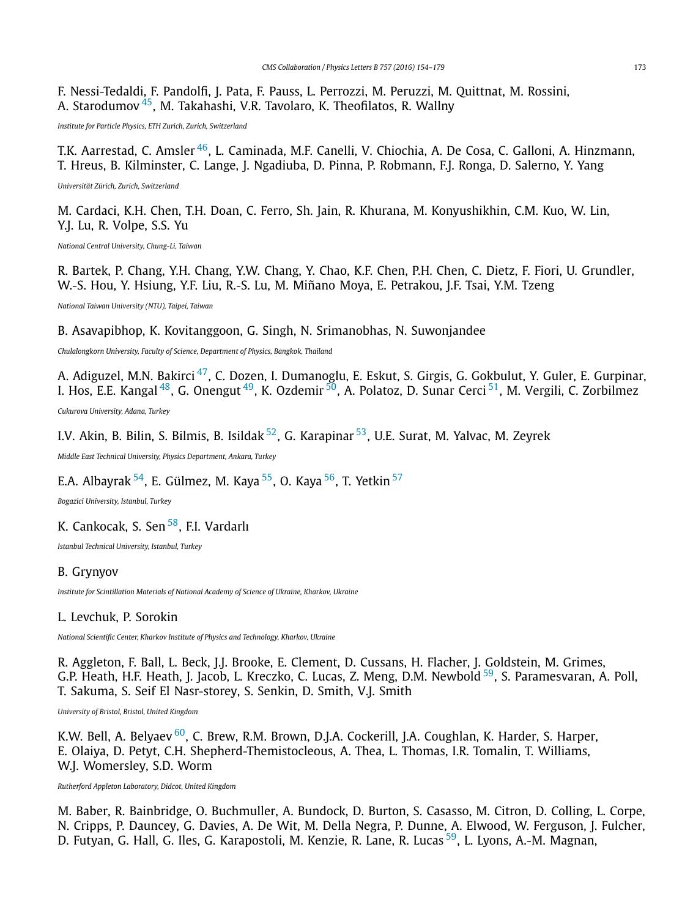F. Nessi-Tedaldi, F. Pandolfi, J. Pata, F. Pauss, L. Perrozzi, M. Peruzzi, M. Quittnat, M. Rossini, A. Starodumov [45], M. Takahashi, V.R. Tavolaro, K. Theofilatos, R. Wallny

*Institute for Particle Physics, ETH Zurich, Zurich, Switzerland*

T.K. Aarrestad, C. Amsler [46], L. Caminada, M.F. Canelli, V. Chiochia, A. De Cosa, C. Galloni, A. Hinzmann, T. Hreus, B. Kilminster, C. Lange, J. Ngadiuba, D. Pinna, P. Robmann, F.J. Ronga, D. Salerno, Y. Yang

*Universität Zürich, Zurich, Switzerland*

M. Cardaci, K.H. Chen, T.H. Doan, C. Ferro, Sh. Jain, R. Khurana, M. Konyushikhin, C.M. Kuo, W. Lin, Y.J. Lu, R. Volpe, S.S. Yu

*National Central University, Chung-Li, Taiwan*

R. Bartek, P. Chang, Y.H. Chang, Y.W. Chang, Y. Chao, K.F. Chen, P.H. Chen, C. Dietz, F. Fiori, U. Grundler, W.-S. Hou, Y. Hsiung, Y.F. Liu, R.-S. Lu, M. Miñano Moya, E. Petrakou, J.F. Tsai, Y.M. Tzeng

*National Taiwan University (NTU), Taipei, Taiwan*

B. Asavapibhop, K. Kovitanggoon, G. Singh, N. Srimanobhas, N. Suwonjandee

*Chulalongkorn University, Faculty of Science, Department of Physics, Bangkok, Thailand*

A. Adiguzel, M.N. Bakirci [47], C. Dozen, I. Dumanoglu, E. Eskut, S. Girgis, G. Gokbulut, Y. Guler, E. Gurpinar, I. Hos, E.E. Kangal [48], G. Onengut [49], K. Ozdemir [50], A. Polatoz, D. Sunar Cerci [51], M. Vergili, C. Zorbilmez

*Cukurova University, Adana, Turkey*

I.V. Akin, B. Bilin, S. Bilmis, B. Isildak [52], G. Karapinar [53], U.E. Surat, M. Yalvac, M. Zeyrek

*Middle East Technical University, Physics Department, Ankara, Turkey*

E.A. Albayrak [54], E. Gülmez, M. Kaya [55], O. Kaya [56], T. Yetkin [57]

*Bogazici University, Istanbul, Turkey*

K. Cankocak, S. Sen [58], F.I. Vardarlı

*Istanbul Technical University, Istanbul, Turkey*

B. Grynyov

*Institute for Scintillation Materials of National Academy of Science of Ukraine, Kharkov, Ukraine*

L. Levchuk, P. Sorokin

*National Scientific Center, Kharkov Institute of Physics and Technology, Kharkov, Ukraine*

R. Aggleton, F. Ball, L. Beck, J.J. Brooke, E. Clement, D. Cussans, H. Flacher, J. Goldstein, M. Grimes, G.P. Heath, H.F. Heath, J. Jacob, L. Kreczko, C. Lucas, Z. Meng, D.M. Newbold [59], S. Paramesvaran, A. Poll, T. Sakuma, S. Seif El Nasr-storey, S. Senkin, D. Smith, V.J. Smith

*University of Bristol, Bristol, United Kingdom*

K.W. Bell, A. Belyaev [60], C. Brew, R.M. Brown, D.J.A. Cockerill, J.A. Coughlan, K. Harder, S. Harper, E. Olaiya, D. Petyt, C.H. Shepherd-Themistocleous, A. Thea, L. Thomas, I.R. Tomalin, T. Williams, W.J. Womersley, S.D. Worm

*Rutherford Appleton Laboratory, Didcot, United Kingdom*

M. Baber, R. Bainbridge, O. Buchmuller, A. Bundock, D. Burton, S. Casasso, M. Citron, D. Colling, L. Corpe, N. Cripps, P. Dauncey, G. Davies, A. De Wit, M. Della Negra, P. Dunne, A. Elwood, W. Ferguson, J. Fulcher, D. Futyan, G. Hall, G. Iles, G. Karapostoli, M. Kenzie, R. Lane, R. Lucas [59], L. Lyons, A.-M. Magnan,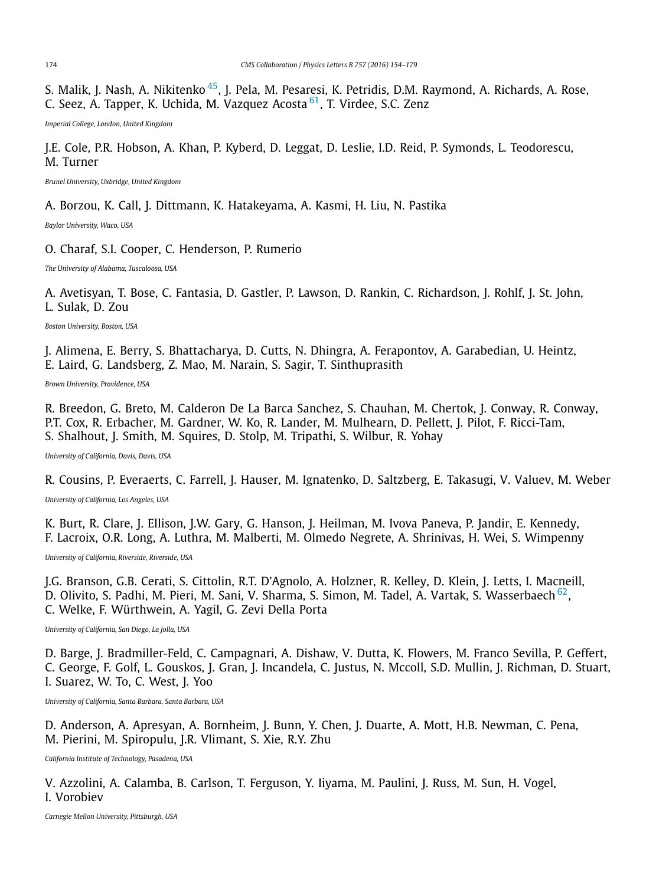S. Malik, J. Nash, A. Nikitenko [45], J. Pela, M. Pesaresi, K. Petridis, D.M. Raymond, A. Richards, A. Rose, C. Seez, A. Tapper, K. Uchida, M. Vazquez Acosta [61], T. Virdee, S.C. Zenz

*Imperial College, London, United Kingdom*

J.E. Cole, P.R. Hobson, A. Khan, P. Kyberd, D. Leggat, D. Leslie, I.D. Reid, P. Symonds, L. Teodorescu, M. Turner

*Brunel University, Uxbridge, United Kingdom*

A. Borzou, K. Call, J. Dittmann, K. Hatakeyama, A. Kasmi, H. Liu, N. Pastika

*Baylor University, Waco, USA*

O. Charaf, S.I. Cooper, C. Henderson, P. Rumerio

*The University of Alabama, Tuscaloosa, USA*

A. Avetisyan, T. Bose, C. Fantasia, D. Gastler, P. Lawson, D. Rankin, C. Richardson, J. Rohlf, J. St. John, L. Sulak, D. Zou

*Boston University, Boston, USA*

J. Alimena, E. Berry, S. Bhattacharya, D. Cutts, N. Dhingra, A. Ferapontov, A. Garabedian, U. Heintz, E. Laird, G. Landsberg, Z. Mao, M. Narain, S. Sagir, T. Sinthuprasith

*Brown University, Providence, USA*

R. Breedon, G. Breto, M. Calderon De La Barca Sanchez, S. Chauhan, M. Chertok, J. Conway, R. Conway, P.T. Cox, R. Erbacher, M. Gardner, W. Ko, R. Lander, M. Mulhearn, D. Pellett, J. Pilot, F. Ricci-Tam, S. Shalhout, J. Smith, M. Squires, D. Stolp, M. Tripathi, S. Wilbur, R. Yohay

*University of California, Davis, Davis, USA*

R. Cousins, P. Everaerts, C. Farrell, J. Hauser, M. Ignatenko, D. Saltzberg, E. Takasugi, V. Valuev, M. Weber

*University of California, Los Angeles, USA*

K. Burt, R. Clare, J. Ellison, J.W. Gary, G. Hanson, J. Heilman, M. Ivova Paneva, P. Jandir, E. Kennedy, F. Lacroix, O.R. Long, A. Luthra, M. Malberti, M. Olmedo Negrete, A. Shrinivas, H. Wei, S. Wimpenny

*University of California, Riverside, Riverside, USA*

J.G. Branson, G.B. Cerati, S. Cittolin, R.T. D'Agnolo, A. Holzner, R. Kelley, D. Klein, J. Letts, I. Macneill, D. Olivito, S. Padhi, M. Pieri, M. Sani, V. Sharma, S. Simon, M. Tadel, A. Vartak, S. Wasserbaech [62], C. Welke, F. Würthwein, A. Yagil, G. Zevi Della Porta

*University of California, San Diego, La Jolla, USA*

D. Barge, J. Bradmiller-Feld, C. Campagnari, A. Dishaw, V. Dutta, K. Flowers, M. Franco Sevilla, P. Geffert, C. George, F. Golf, L. Gouskos, J. Gran, J. Incandela, C. Justus, N. Mccoll, S.D. Mullin, J. Richman, D. Stuart, I. Suarez, W. To, C. West, J. Yoo

*University of California, Santa Barbara, Santa Barbara, USA*

D. Anderson, A. Apresyan, A. Bornheim, J. Bunn, Y. Chen, J. Duarte, A. Mott, H.B. Newman, C. Pena, M. Pierini, M. Spiropulu, J.R. Vlimant, S. Xie, R.Y. Zhu

*California Institute of Technology, Pasadena, USA*

V. Azzolini, A. Calamba, B. Carlson, T. Ferguson, Y. Iiyama, M. Paulini, J. Russ, M. Sun, H. Vogel, I. Vorobiev

*Carnegie Mellon University, Pittsburgh, USA*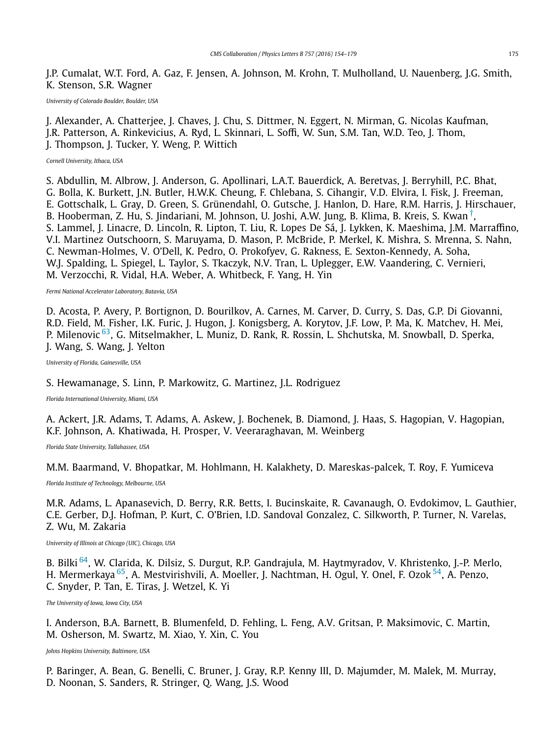J.P. Cumalat, W.T. Ford, A. Gaz, F. Jensen, A. Johnson, M. Krohn, T. Mulholland, U. Nauenberg, J.G. Smith, K. Stenson, S.R. Wagner

*University of Colorado Boulder, Boulder, USA*

J. Alexander, A. Chatterjee, J. Chaves, J. Chu, S. Dittmer, N. Eggert, N. Mirman, G. Nicolas Kaufman, J.R. Patterson, A. Rinkevicius, A. Ryd, L. Skinnari, L. Soffi, W. Sun, S.M. Tan, W.D. Teo, J. Thom, J. Thompson, J. Tucker, Y. Weng, P. Wittich

*Cornell University, Ithaca, USA*

S. Abdullin, M. Albrow, J. Anderson, G. Apollinari, L.A.T. Bauerdick, A. Beretvas, J. Berryhill, P.C. Bhat, G. Bolla, K. Burkett, J.N. Butler, H.W.K. Cheung, F. Chlebana, S. Cihangir, V.D. Elvira, I. Fisk, J. Freeman, E. Gottschalk, L. Gray, D. Green, S. Grünendahl, O. Gutsche, J. Hanlon, D. Hare, R.M. Harris, J. Hirschauer, B. Hooberman, Z. Hu, S. Jindariani, M. Johnson, U. Joshi, A.W. Jung, B. Klima, B. Kreis, S. Kwan[†], S. Lammel, J. Linacre, D. Lincoln, R. Lipton, T. Liu, R. Lopes De Sá, J. Lykken, K. Maeshima, J.M. Marraffino, V.I. Martinez Outschoorn, S. Maruyama, D. Mason, P. McBride, P. Merkel, K. Mishra, S. Mrenna, S. Nahn, C. Newman-Holmes, V. O'Dell, K. Pedro, O. Prokofyev, G. Rakness, E. Sexton-Kennedy, A. Soha, W.J. Spalding, L. Spiegel, L. Taylor, S. Tkaczyk, N.V. Tran, L. Uplegger, E.W. Vaandering, C. Vernieri, M. Verzocchi, R. Vidal, H.A. Weber, A. Whitbeck, F. Yang, H. Yin

*Fermi National Accelerator Laboratory, Batavia, USA*

D. Acosta, P. Avery, P. Bortignon, D. Bourilkov, A. Carnes, M. Carver, D. Curry, S. Das, G.P. Di Giovanni, R.D. Field, M. Fisher, I.K. Furic, J. Hugon, J. Konigsberg, A. Korytov, J.F. Low, P. Ma, K. Matchev, H. Mei, P. Milenovic[63], G. Mitselmakher, L. Muniz, D. Rank, R. Rossin, L. Shchutska, M. Snowball, D. Sperka, J. Wang, S. Wang, J. Yelton

*University of Florida, Gainesville, USA*

S. Hewamanage, S. Linn, P. Markowitz, G. Martinez, J.L. Rodriguez

*Florida International University, Miami, USA*

A. Ackert, J.R. Adams, T. Adams, A. Askew, J. Bochenek, B. Diamond, J. Haas, S. Hagopian, V. Hagopian, K.F. Johnson, A. Khatiwada, H. Prosper, V. Veeraraghavan, M. Weinberg

*Florida State University, Tallahassee, USA*

M.M. Baarmand, V. Bhopatkar, M. Hohlmann, H. Kalakhety, D. Mareskas-palcek, T. Roy, F. Yumiceva

*Florida Institute of Technology, Melbourne, USA*

M.R. Adams, L. Apanasevich, D. Berry, R.R. Betts, I. Bucinskaite, R. Cavanaugh, O. Evdokimov, L. Gauthier, C.E. Gerber, D.J. Hofman, P. Kurt, C. O'Brien, I.D. Sandoval Gonzalez, C. Silkworth, P. Turner, N. Varelas, Z. Wu, M. Zakaria

*University of Illinois at Chicago (UIC), Chicago, USA*

B. Bilki[64], W. Clarida, K. Dilsiz, S. Durgut, R.P. Gandrajula, M. Haytmyradov, V. Khristenko, J.-P. Merlo, H. Mermerkaya[65], A. Mestvirishvili, A. Moeller, J. Nachtman, H. Ogul, Y. Onel, F. Ozok[54], A. Penzo, C. Snyder, P. Tan, E. Tiras, J. Wetzel, K. Yi

*The University of Iowa, Iowa City, USA*

I. Anderson, B.A. Barnett, B. Blumenfeld, D. Fehling, L. Feng, A.V. Gritsan, P. Maksimovic, C. Martin, M. Osherson, M. Swartz, M. Xiao, Y. Xin, C. You

*Johns Hopkins University, Baltimore, USA*

P. Baringer, A. Bean, G. Benelli, C. Bruner, J. Gray, R.P. Kenny III, D. Majumder, M. Malek, M. Murray, D. Noonan, S. Sanders, R. Stringer, Q. Wang, J.S. Wood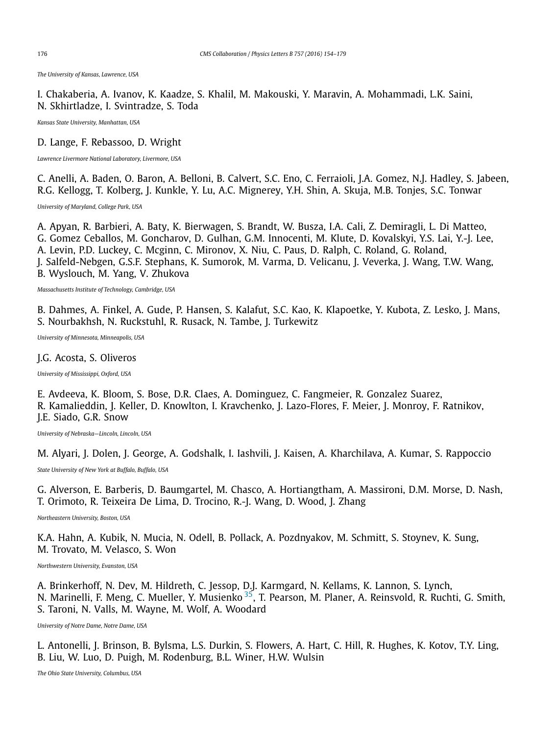*The University of Kansas, Lawrence, USA*

I. Chakaberia, A. Ivanov, K. Kaadze, S. Khalil, M. Makouski, Y. Maravin, A. Mohammadi, L.K. Saini, N. Skhirtladze, I. Svintradze, S. Toda

*Kansas State University, Manhattan, USA*

D. Lange, F. Rebassoo, D. Wright

*Lawrence Livermore National Laboratory, Livermore, USA*

C. Anelli, A. Baden, O. Baron, A. Belloni, B. Calvert, S.C. Eno, C. Ferraioli, J.A. Gomez, N.J. Hadley, S. Jabeen, R.G. Kellogg, T. Kolberg, J. Kunkle, Y. Lu, A.C. Mignerey, Y.H. Shin, A. Skuja, M.B. Tonjes, S.C. Tonwar

*University of Maryland, College Park, USA*

A. Apyan, R. Barbieri, A. Baty, K. Bierwagen, S. Brandt, W. Busza, I.A. Cali, Z. Demiragli, L. Di Matteo, G. Gomez Ceballos, M. Goncharov, D. Gulhan, G.M. Innocenti, M. Klute, D. Kovalskyi, Y.S. Lai, Y.-J. Lee, A. Levin, P.D. Luckey, C. Mcginn, C. Mironov, X. Niu, C. Paus, D. Ralph, C. Roland, G. Roland, J. Salfeld-Nebgen, G.S.F. Stephans, K. Sumorok, M. Varma, D. Velicanu, J. Veverka, J. Wang, T.W. Wang, B. Wyslouch, M. Yang, V. Zhukova

*Massachusetts Institute of Technology, Cambridge, USA*

B. Dahmes, A. Finkel, A. Gude, P. Hansen, S. Kalafut, S.C. Kao, K. Klapoetke, Y. Kubota, Z. Lesko, J. Mans, S. Nourbakhsh, N. Ruckstuhl, R. Rusack, N. Tambe, J. Turkewitz

*University of Minnesota, Minneapolis, USA*

J.G. Acosta, S. Oliveros

*University of Mississippi, Oxford, USA*

E. Avdeeva, K. Bloom, S. Bose, D.R. Claes, A. Dominguez, C. Fangmeier, R. Gonzalez Suarez, R. Kamalieddin, J. Keller, D. Knowlton, I. Kravchenko, J. Lazo-Flores, F. Meier, J. Monroy, F. Ratnikov, J.E. Siado, G.R. Snow

*University of Nebraska—Lincoln, Lincoln, USA*

M. Alyari, J. Dolen, J. George, A. Godshalk, I. Iashvili, J. Kaisen, A. Kharchilava, A. Kumar, S. Rappoccio

*State University of New York at Buffalo, Buffalo, USA*

G. Alverson, E. Barberis, D. Baumgartel, M. Chasco, A. Hortiangtham, A. Massironi, D.M. Morse, D. Nash, T. Orimoto, R. Teixeira De Lima, D. Trocino, R.-J. Wang, D. Wood, J. Zhang

*Northeastern University, Boston, USA*

K.A. Hahn, A. Kubik, N. Mucia, N. Odell, B. Pollack, A. Pozdnyakov, M. Schmitt, S. Stoynev, K. Sung, M. Trovato, M. Velasco, S. Won

*Northwestern University, Evanston, USA*

A. Brinkerhoff, N. Dev, M. Hildreth, C. Jessop, D.J. Karmgard, N. Kellams, K. Lannon, S. Lynch, N. Marinelli, F. Meng, C. Mueller, Y. Musienko [35], T. Pearson, M. Planer, A. Reinsvold, R. Ruchti, G. Smith, S. Taroni, N. Valls, M. Wayne, M. Wolf, A. Woodard

*University of Notre Dame, Notre Dame, USA*

L. Antonelli, J. Brinson, B. Bylsma, L.S. Durkin, S. Flowers, A. Hart, C. Hill, R. Hughes, K. Kotov, T.Y. Ling, B. Liu, W. Luo, D. Puigh, M. Rodenburg, B.L. Winer, H.W. Wulsin

*The Ohio State University, Columbus, USA*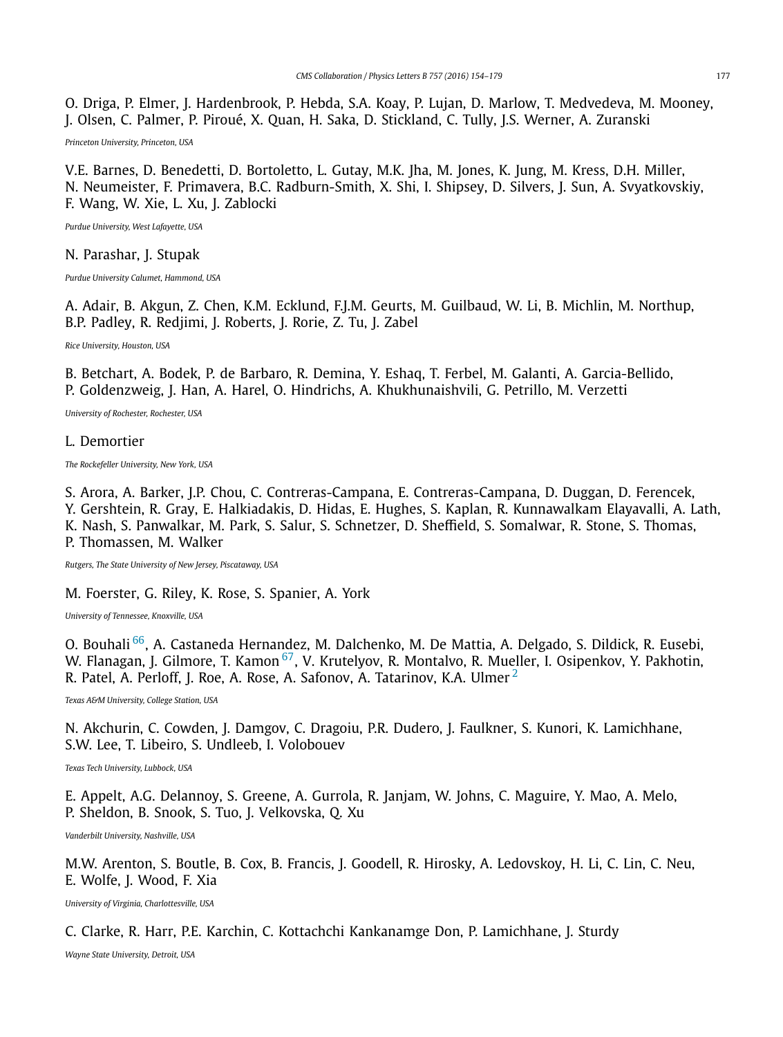O. Driga, P. Elmer, J. Hardenbrook, P. Hebda, S.A. Koay, P. Lujan, D. Marlow, T. Medvedeva, M. Mooney, J. Olsen, C. Palmer, P. Piroué, X. Quan, H. Saka, D. Stickland, C. Tully, J.S. Werner, A. Zuranski

*Princeton University, Princeton, USA*

V.E. Barnes, D. Benedetti, D. Bortoletto, L. Gutay, M.K. Jha, M. Jones, K. Jung, M. Kress, D.H. Miller, N. Neumeister, F. Primavera, B.C. Radburn-Smith, X. Shi, I. Shipsey, D. Silvers, J. Sun, A. Svyatkovskiy, F. Wang, W. Xie, L. Xu, J. Zablocki

*Purdue University, West Lafayette, USA*

N. Parashar, J. Stupak

*Purdue University Calumet, Hammond, USA*

A. Adair, B. Akgun, Z. Chen, K.M. Ecklund, F.J.M. Geurts, M. Guilbaud, W. Li, B. Michlin, M. Northup, B.P. Padley, R. Redjimi, J. Roberts, J. Rorie, Z. Tu, J. Zabel

*Rice University, Houston, USA*

B. Betchart, A. Bodek, P. de Barbaro, R. Demina, Y. Eshaq, T. Ferbel, M. Galanti, A. Garcia-Bellido, P. Goldenzweig, J. Han, A. Harel, O. Hindrichs, A. Khukhunaishvili, G. Petrillo, M. Verzetti

*University of Rochester, Rochester, USA*

L. Demortier

*The Rockefeller University, New York, USA*

S. Arora, A. Barker, J.P. Chou, C. Contreras-Campana, E. Contreras-Campana, D. Duggan, D. Ferencek, Y. Gershtein, R. Gray, E. Halkiadakis, D. Hidas, E. Hughes, S. Kaplan, R. Kunnawalkam Elayavalli, A. Lath, K. Nash, S. Panwalkar, M. Park, S. Salur, S. Schnetzer, D. Sheffield, S. Somalwar, R. Stone, S. Thomas, P. Thomassen, M. Walker

*Rutgers, The State University of New Jersey, Piscataway, USA*

M. Foerster, G. Riley, K. Rose, S. Spanier, A. York

*University of Tennessee, Knoxville, USA*

O. Bouhali [66], A. Castaneda Hernandez, M. Dalchenko, M. De Mattia, A. Delgado, S. Dildick, R. Eusebi, W. Flanagan, J. Gilmore, T. Kamon [67], V. Krutelyov, R. Montalvo, R. Mueller, I. Osipenkov, Y. Pakhotin, R. Patel, A. Perloff, J. Roe, A. Rose, A. Safonov, A. Tatarinov, K.A. Ulmer [2]

*Texas A&M University, College Station, USA*

N. Akchurin, C. Cowden, J. Damgov, C. Dragoiu, P.R. Dudero, J. Faulkner, S. Kunori, K. Lamichhane, S.W. Lee, T. Libeiro, S. Undleeb, I. Volobouev

*Texas Tech University, Lubbock, USA*

E. Appelt, A.G. Delannoy, S. Greene, A. Gurrola, R. Janjam, W. Johns, C. Maguire, Y. Mao, A. Melo, P. Sheldon, B. Snook, S. Tuo, J. Velkovska, Q. Xu

*Vanderbilt University, Nashville, USA*

M.W. Arenton, S. Boutle, B. Cox, B. Francis, J. Goodell, R. Hirosky, A. Ledovskoy, H. Li, C. Lin, C. Neu, E. Wolfe, J. Wood, F. Xia

*University of Virginia, Charlottesville, USA*

C. Clarke, R. Harr, P.E. Karchin, C. Kottachchi Kankanamge Don, P. Lamichhane, J. Sturdy

*Wayne State University, Detroit, USA*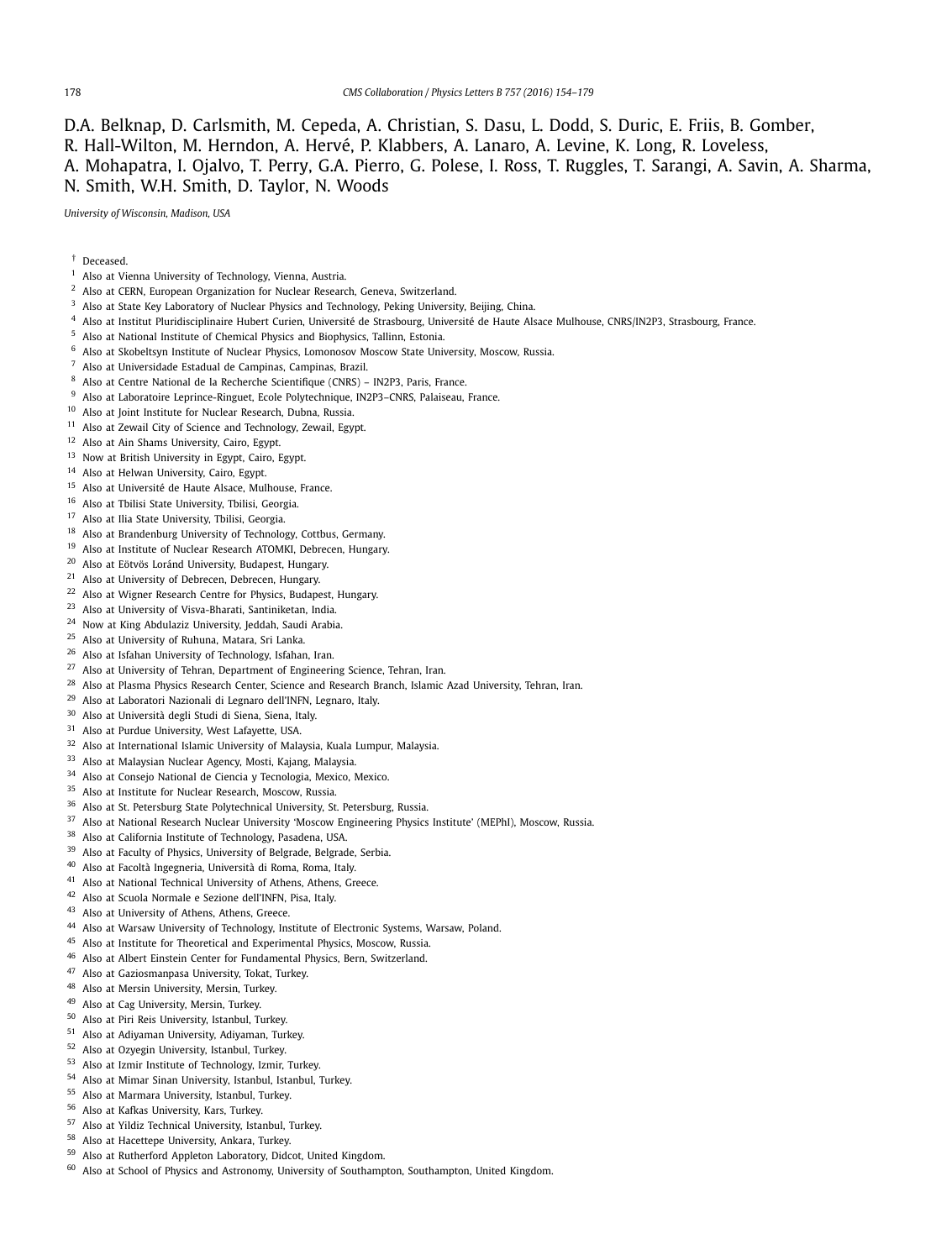D.A. Belknap, D. Carlsmith, M. Cepeda, A. Christian, S. Dasu, L. Dodd, S. Duric, E. Friis, B. Gomber, R. Hall-Wilton, M. Herndon, A. Hervé, P. Klabbers, A. Lanaro, A. Levine, K. Long, R. Loveless, A. Mohapatra, I. Ojalvo, T. Perry, G.A. Pierro, G. Polese, I. Ross, T. Ruggles, T. Sarangi, A. Savin, A. Sharma, N. Smith, W.H. Smith, D. Taylor, N. Woods

*University of Wisconsin, Madison, USA*

† Deceased.

[1] Also at Vienna University of Technology, Vienna, Austria.
[2] Also at CERN, European Organization for Nuclear Research, Geneva, Switzerland.
[3] Also at State Key Laboratory of Nuclear Physics and Technology, Peking University, Beijing, China.
[4] Also at Institut Pluridisciplinaire Hubert Curien, Université de Strasbourg, Université de Haute Alsace Mulhouse, CNRS/IN2P3, Strasbourg, France.
[5] Also at National Institute of Chemical Physics and Biophysics, Tallinn, Estonia.
[6] Also at Skobeltsyn Institute of Nuclear Physics, Lomonosov Moscow State University, Moscow, Russia.
[7] Also at Universidade Estadual de Campinas, Campinas, Brazil.
[8] Also at Centre National de la Recherche Scientifique (CNRS) – IN2P3, Paris, France.
[9] Also at Laboratoire Leprince-Ringuet, Ecole Polytechnique, IN2P3–CNRS, Palaiseau, France.
[10] Also at Joint Institute for Nuclear Research, Dubna, Russia.
[11] Also at Zewail City of Science and Technology, Zewail, Egypt.
[12] Also at Ain Shams University, Cairo, Egypt.
[13] Now at British University in Egypt, Cairo, Egypt.
[14] Also at Helwan University, Cairo, Egypt.
[15] Also at Université de Haute Alsace, Mulhouse, France.
[16] Also at Tbilisi State University, Tbilisi, Georgia.
[17] Also at Ilia State University, Tbilisi, Georgia.
[18] Also at Brandenburg University of Technology, Cottbus, Germany.
[19] Also at Institute of Nuclear Research ATOMKI, Debrecen, Hungary.
[20] Also at Eötvös Loránd University, Budapest, Hungary.
[21] Also at University of Debrecen, Debrecen, Hungary.
[22] Also at Wigner Research Centre for Physics, Budapest, Hungary.
[23] Also at University of Visva-Bharati, Santiniketan, India.
[24] Now at King Abdulaziz University, Jeddah, Saudi Arabia.
[25] Also at University of Ruhuna, Matara, Sri Lanka.
[26] Also at Isfahan University of Technology, Isfahan, Iran.
[27] Also at University of Tehran, Department of Engineering Science, Tehran, Iran.
[28] Also at Plasma Physics Research Center, Science and Research Branch, Islamic Azad University, Tehran, Iran.
[29] Also at Laboratori Nazionali di Legnaro dell'INFN, Legnaro, Italy.
[30] Also at Università degli Studi di Siena, Siena, Italy.
[31] Also at Purdue University, West Lafayette, USA.
[32] Also at International Islamic University of Malaysia, Kuala Lumpur, Malaysia.
[33] Also at Malaysian Nuclear Agency, Mosti, Kajang, Malaysia.
[34] Also at Consejo National de Ciencia y Tecnologia, Mexico, Mexico.
[35] Also at Institute for Nuclear Research, Moscow, Russia.
[36] Also at St. Petersburg State Polytechnical University, St. Petersburg, Russia.
[37] Also at National Research Nuclear University 'Moscow Engineering Physics Institute' (MEPhI), Moscow, Russia.
[38] Also at California Institute of Technology, Pasadena, USA.
[39] Also at Faculty of Physics, University of Belgrade, Belgrade, Serbia.
[40] Also at Facoltà Ingegneria, Università di Roma, Roma, Italy.
[41] Also at National Technical University of Athens, Athens, Greece.
[42] Also at Scuola Normale e Sezione dell'INFN, Pisa, Italy.
[43] Also at University of Athens, Athens, Greece.
[44] Also at Warsaw University of Technology, Institute of Electronic Systems, Warsaw, Poland.
[45] Also at Institute for Theoretical and Experimental Physics, Moscow, Russia.
[46] Also at Albert Einstein Center for Fundamental Physics, Bern, Switzerland.
[47] Also at Gaziosmanpasa University, Tokat, Turkey.
[48] Also at Mersin University, Mersin, Turkey.
[49] Also at Cag University, Mersin, Turkey.
[50] Also at Piri Reis University, Istanbul, Turkey.
[51] Also at Adiyaman University, Adiyaman, Turkey.
[52] Also at Ozyegin University, Istanbul, Turkey.
[53] Also at Izmir Institute of Technology, Izmir, Turkey.
[54] Also at Mimar Sinan University, Istanbul, Istanbul, Turkey.
[55] Also at Marmara University, Istanbul, Turkey.
[56] Also at Kafkas University, Kars, Turkey.
[57] Also at Yildiz Technical University, Istanbul, Turkey.
[58] Also at Hacettepe University, Ankara, Turkey.
[59] Also at Rutherford Appleton Laboratory, Didcot, United Kingdom.
[60] Also at School of Physics and Astronomy, University of Southampton, Southampton, United Kingdom.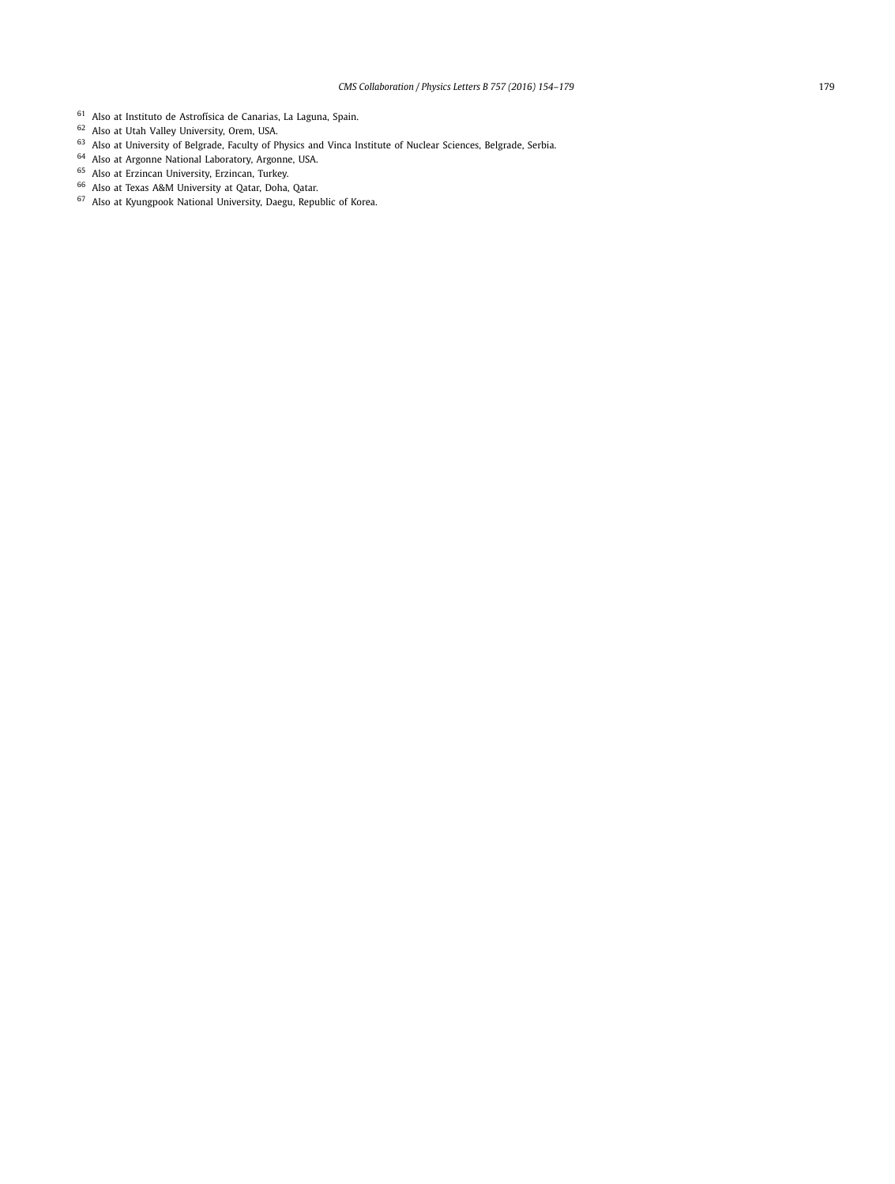[61] Also at Instituto de Astrofísica de Canarias, La Laguna, Spain.
[62] Also at Utah Valley University, Orem, USA.
[63] Also at University of Belgrade, Faculty of Physics and Vinca Institute of Nuclear Sciences, Belgrade, Serbia.
[64] Also at Argonne National Laboratory, Argonne, USA.
[65] Also at Erzincan University, Erzincan, Turkey.
[66] Also at Texas A&M University at Qatar, Doha, Qatar.
[67] Also at Kyungpook National University, Daegu, Republic of Korea.